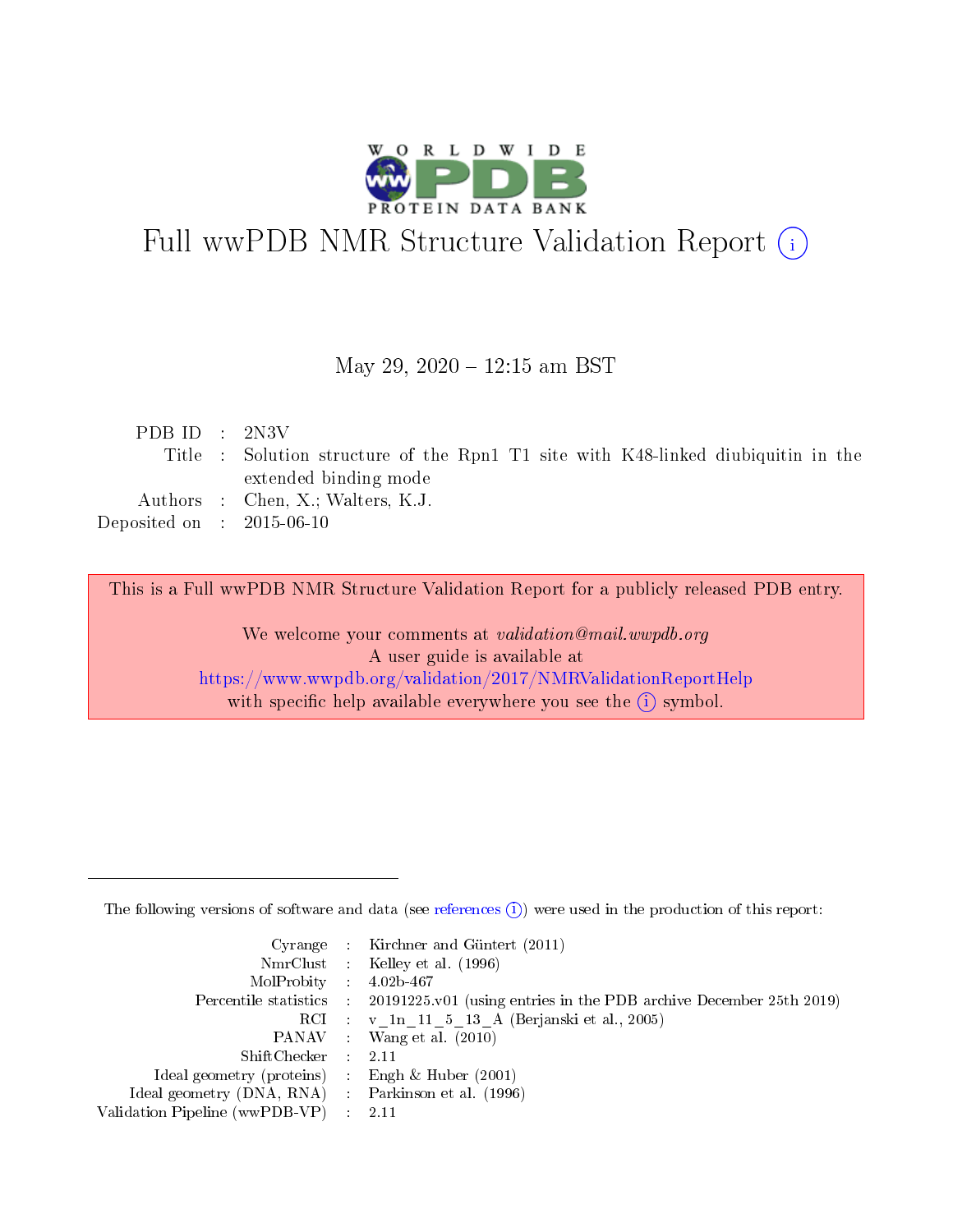# Full wwPDB NMR Structure Validation Report (i)

May 29, 2020 – 12:15 am BST

| | | |
|---|---|---|
| PDB ID | : | 2N3V |
| Title | : | Solution structure of the Rpn1 T1 site with K48-linked diubiquitin in the extended binding mode |
| Authors | : | Chen, X.; Walters, K.J. |
| Deposited on | : | 2015-06-10 |

This is a Full wwPDB NMR Structure Validation Report for a publicly released PDB entry.

We welcome your comments at *validation@mail.wwpdb.org*
A user guide is available at
https://www.wwpdb.org/validation/2017/NMRValidationReportHelp
with specific help available everywhere you see the (i) symbol.

---

The following versions of software and data (see references (i)) were used in the production of this report:

| | | |
|---|---|---|
| Cyrange | : | Kirchner and Güntert (2011) |
| NmrClust | : | Kelley et al. (1996) |
| MolProbity | : | 4.02b-467 |
| Percentile statistics | : | 20191225.v01 (using entries in the PDB archive December 25th 2019) |
| RCI | : | v_1n_11_5_13_A (Berjanski et al., 2005) |
| PANAV | : | Wang et al. (2010) |
| ShiftChecker | : | 2.11 |
| Ideal geometry (proteins) | : | Engh & Huber (2001) |
| Ideal geometry (DNA, RNA) | : | Parkinson et al. (1996) |
| Validation Pipeline (wwPDB-VP) | : | 2.11 |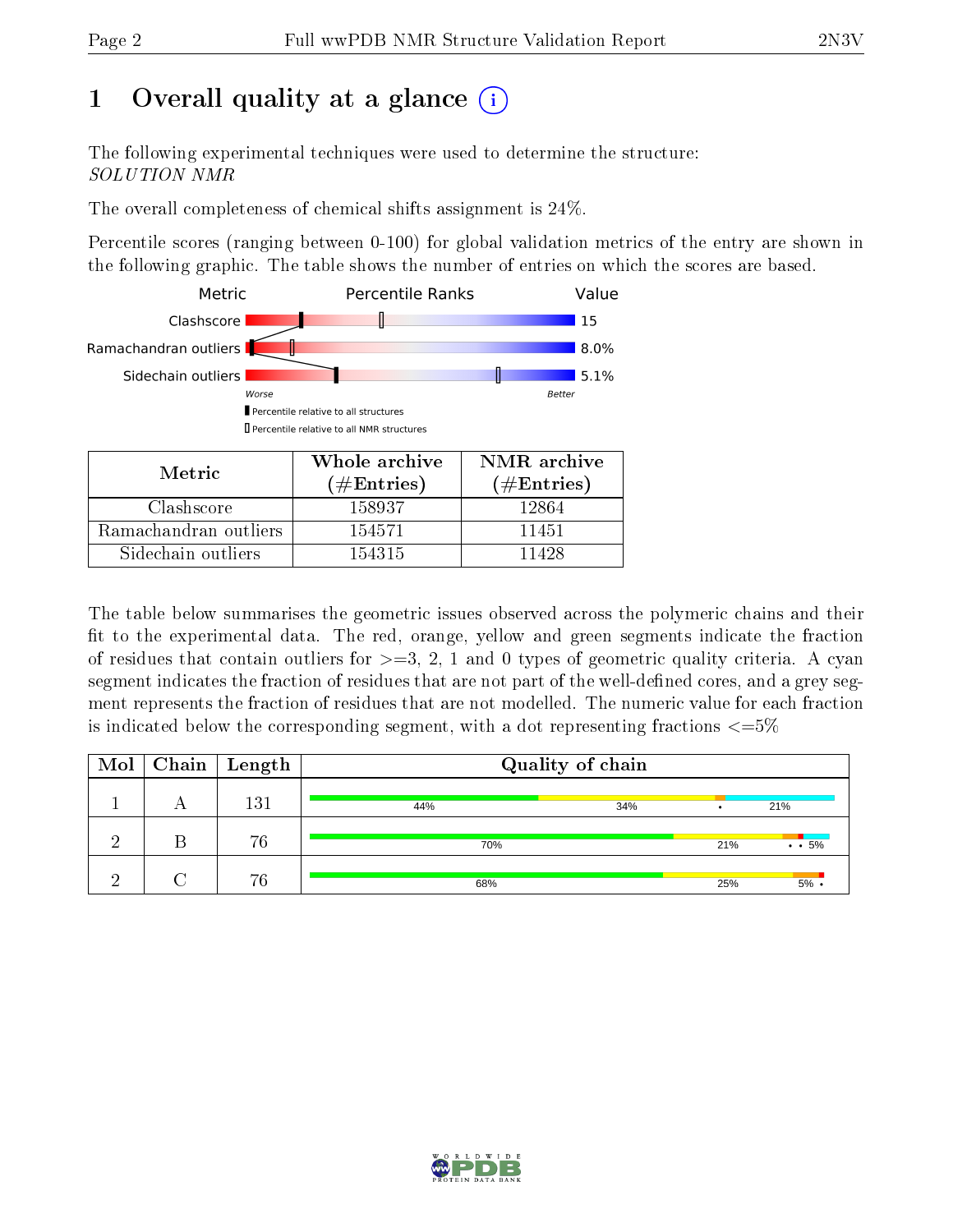# 1 Overall quality at a glance

The following experimental techniques were used to determine the structure:
*SOLUTION NMR*

The overall completeness of chemical shifts assignment is 24%.

Percentile scores (ranging between 0-100) for global validation metrics of the entry are shown in the following graphic. The table shows the number of entries on which the scores are based.

| Metric | Value |
|---|---|
| Clashscore | 15 |
| Ramachandran outliers | 8.0% |
| Sidechain outliers | 5.1% |

| Metric | Whole archive (#Entries) | NMR archive (#Entries) |
|---|---|---|
| Clashscore | 158937 | 12864 |
| Ramachandran outliers | 154571 | 11451 |
| Sidechain outliers | 154315 | 11428 |

The table below summarises the geometric issues observed across the polymeric chains and their fit to the experimental data. The red, orange, yellow and green segments indicate the fraction of residues that contain outliers for >=3, 2, 1 and 0 types of geometric quality criteria. A cyan segment indicates the fraction of residues that are not part of the well-defined cores, and a grey segment represents the fraction of residues that are not modelled. The numeric value for each fraction is indicated below the corresponding segment, with a dot representing fractions <=5%

| Mol | Chain | Length | Quality of chain |
|---|---|---|---|
| 1 | A | 131 | 44% · 34% · • · 21% |
| 2 | B | 76 | 70% · 21% · • • 5% |
| 2 | C | 76 | 68% · 25% · 5% • |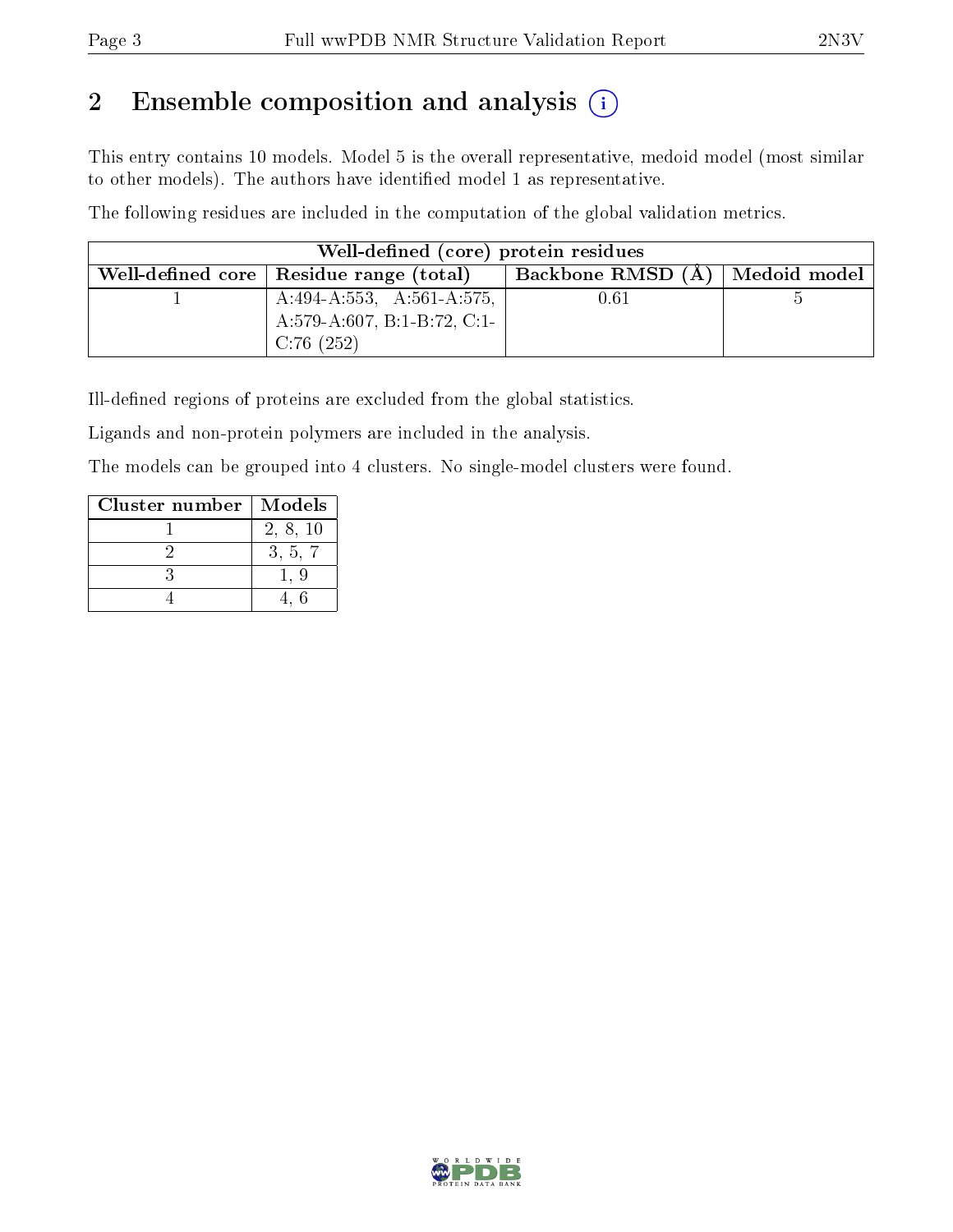# 2 Ensemble composition and analysis (i)

This entry contains 10 models. Model 5 is the overall representative, medoid model (most similar to other models). The authors have identified model 1 as representative.

The following residues are included in the computation of the global validation metrics.

| Well-defined (core) protein residues | | | |
|---|---|---|---|
| Well-defined core | Residue range (total) | Backbone RMSD (Å) | Medoid model |
| 1 | A:494-A:553, A:561-A:575, A:579-A:607, B:1-B:72, C:1-C:76 (252) | 0.61 | 5 |

Ill-defined regions of proteins are excluded from the global statistics.

Ligands and non-protein polymers are included in the analysis.

The models can be grouped into 4 clusters. No single-model clusters were found.

| Cluster number | Models |
|---|---|
| 1 | 2, 8, 10 |
| 2 | 3, 5, 7 |
| 3 | 1, 9 |
| 4 | 4, 6 |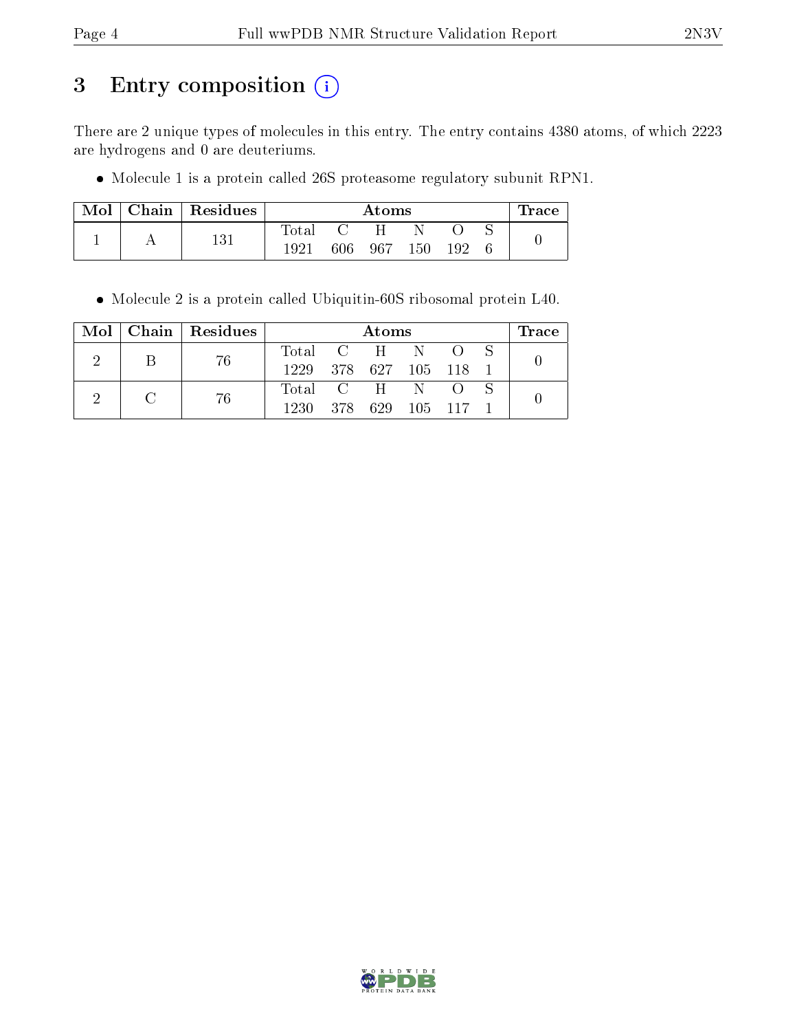# 3 Entry composition (i)

There are 2 unique types of molecules in this entry. The entry contains 4380 atoms, of which 2223 are hydrogens and 0 are deuteriums.

- Molecule 1 is a protein called 26S proteasome regulatory subunit RPN1.

| Mol | Chain | Residues | Atoms | | | | | | Trace |
|---|---|---|---|---|---|---|---|---|---|
| | | | Total | C | H | N | O | S | |
| 1 | A | 131 | 1921 | 606 | 967 | 150 | 192 | 6 | 0 |

- Molecule 2 is a protein called Ubiquitin-60S ribosomal protein L40.

| Mol | Chain | Residues | Atoms | | | | | | Trace |
|---|---|---|---|---|---|---|---|---|---|
| | | | Total | C | H | N | O | S | |
| 2 | B | 76 | 1229 | 378 | 627 | 105 | 118 | 1 | 0 |
| | | | Total | C | H | N | O | S | |
| 2 | C | 76 | 1230 | 378 | 629 | 105 | 117 | 1 | 0 |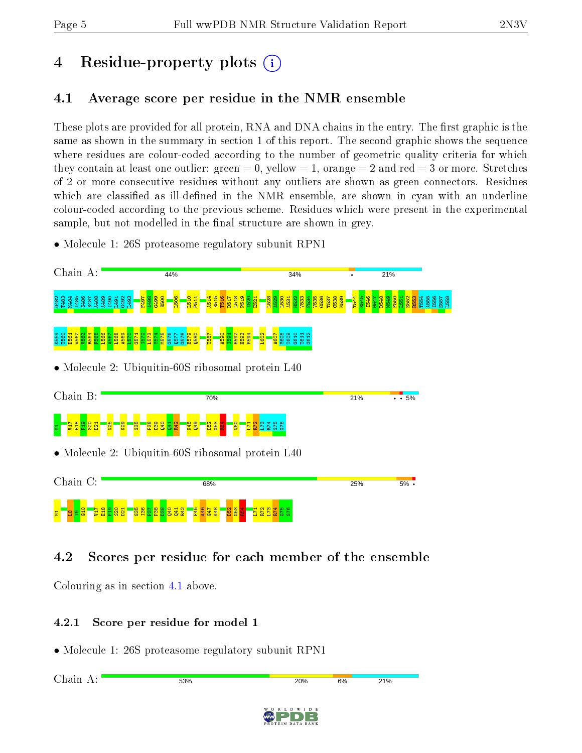# 4 Residue-property plots

## 4.1 Average score per residue in the NMR ensemble

These plots are provided for all protein, RNA and DNA chains in the entry. The first graphic is the same as shown in the summary in section 1 of this report. The second graphic shows the sequence where residues are colour-coded according to the number of geometric quality criteria for which they contain at least one outlier: green = 0, yellow = 1, orange = 2 and red = 3 or more. Stretches of 2 or more consecutive residues without any outliers are shown as green connectors. Residues which are classified as ill-defined in the NMR ensemble, are shown in cyan with an underline colour-coded according to the previous scheme. Residues which were present in the experimental sample, but not modelled in the final structure are shown in grey.

- Molecule 1: 26S proteasome regulatory subunit RPN1

Chain A: 44% 34% • 21%

D482 P483 K484 I485 S486 S487 A488 A489 I490 L491 G492 L493 F497 A498 G499 S500 L506 L510 P511 A514 S515 T516 D517 L518 P519 I520 E521 L528 A529 L530 A531 H532 V533 F534 V535 G536 T537 C538 N539 T544 S545 I546 M547 D548 N549 F550 L551 E552 R553 T554 A555 I556 E557 L558 K559 T560 D561 V562 V563 R564 F565 L566 A567 L568 A569 L570 G571 I572 L573 Y574 M575 G576 Q577 G578 E579 Q580 T587 A590 I591 E592 H593 F594 L602 A607 T608 T609 G610 T611 G612

- Molecule 2: Ubiquitin-60S ribosomal protein L40

Chain B: 70% 21% • • 5%

M1 V17 E18 P19 S20 D21 N25 K29 G35 P38 D39 Q40 Q41 R42 K48 Q49 D52 G53 R54 N60 L71 R72 L73 R74 G75 G76

- Molecule 2: Ubiquitin-60S ribosomal protein L40

Chain C: 68% 25% 5% •

M1 L8 T9 G10 V17 E18 P19 S20 D21 G35 I36 P37 P38 D39 Q40 Q41 R42 F45 A46 G47 K48 D52 G53 R54 L71 R72 L73 R74 G75 G76

## 4.2 Scores per residue for each member of the ensemble

Colouring as in section 4.1 above.

### 4.2.1 Score per residue for model 1

- Molecule 1: 26S proteasome regulatory subunit RPN1

Chain A: 53% 20% 6% 21%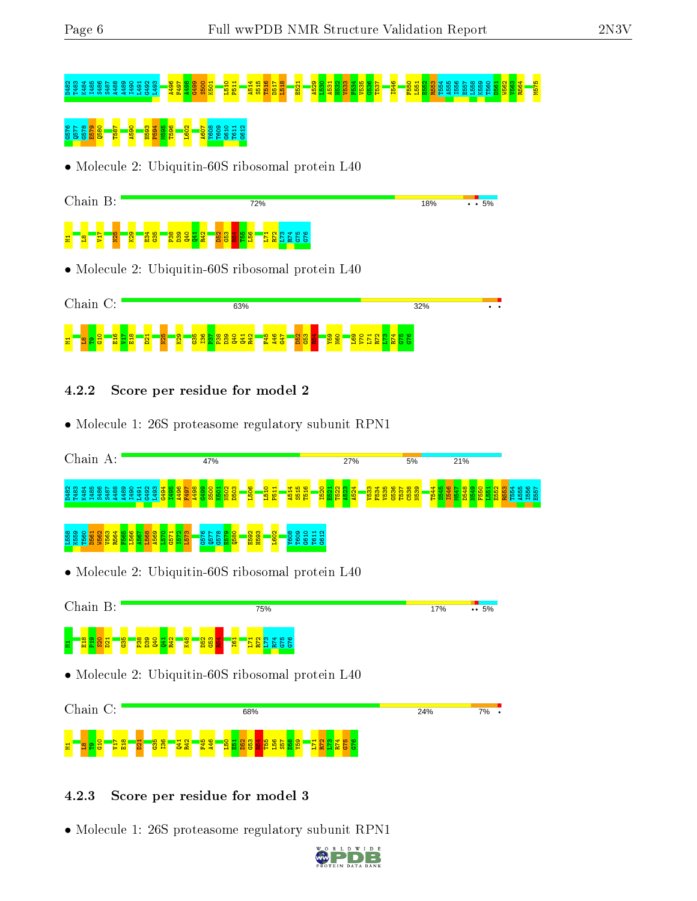D482 T483 K484 I485 S486 S487 A488 A489 I490 L491 G492 L493 A496 F497 A498 G499 S500 K501 L510 P511 A514 S515 T516 D517 L518 E521 A529 L530 A531 H532 V533 F534 V535 G536 T537 I546 F550 L551 E552 R553 T554 A555 I556 E557 L558 K559 T560 D561 W562 V563 R564 M575

G576 Q577 G578 E579 Q580 T587 A590 H593 P594 M595 T596 L602 A607 Y608 T609 G610 T611 G612

- Molecule 2: Ubiquitin-60S ribosomal protein L40

Chain B: 72% | 18% | • • | 5%

M1 L8 V17 N25 K29 E34 G35 P38 D39 Q40 Q41 R42 D52 G53 R54 T55 L56 L71 R72 L73 R74 G75 G76

- Molecule 2: Ubiquitin-60S ribosomal protein L40

Chain C: 63% | 32% | • •

M1 L8 T9 G10 E16 V17 E18 D21 N25 K29 G35 I36 P37 P38 D39 Q40 Q41 R42 F45 A46 G47 D52 G53 R54 Y59 N60 L69 V70 L71 R72 L73 R74 G75 G76

### 4.2.2 Score per residue for model 2

- Molecule 1: 26S proteasome regulatory subunit RPN1

Chain A: 47% | 27% | 5% | 21%

D482 T483 K484 I485 S486 S487 A488 A489 I490 L491 G492 L493 G494 I495 A496 F497 A498 G499 S500 K501 I502 D503 L506 L510 P511 A514 S515 T516 I520 E521 T522 A523 A524 V533 F534 V535 G536 T537 C538 N539 T544 S545 I546 M547 D548 N549 F550 L551 E552 R553 T554 A555 I556 E557

L558 K559 T560 D561 W562 V563 R564 F565 L566 A567 L568 A569 L570 G571 I572 L573 G576 Q577 G578 E579 Q580 E592 H593 L602 Y608 T609 G610 T611 G612

- Molecule 2: Ubiquitin-60S ribosomal protein L40

Chain B: 75% | 17% | •• | 5%

M1 E18 P19 S20 D21 G35 P38 D39 Q40 Q41 R42 K48 D52 G53 R54 I61 L71 R72 L73 R74 G75 G76

- Molecule 2: Ubiquitin-60S ribosomal protein L40

Chain C: 68% | 24% | 7% | •

M1 L8 T9 G10 V17 E18 D21 G35 I36 Q41 R42 F45 A46 L50 E51 D52 G53 R54 T55 L56 S57 D58 Y59 L71 R72 L73 R74 G75 G76

### 4.2.3 Score per residue for model 3

- Molecule 1: 26S proteasome regulatory subunit RPN1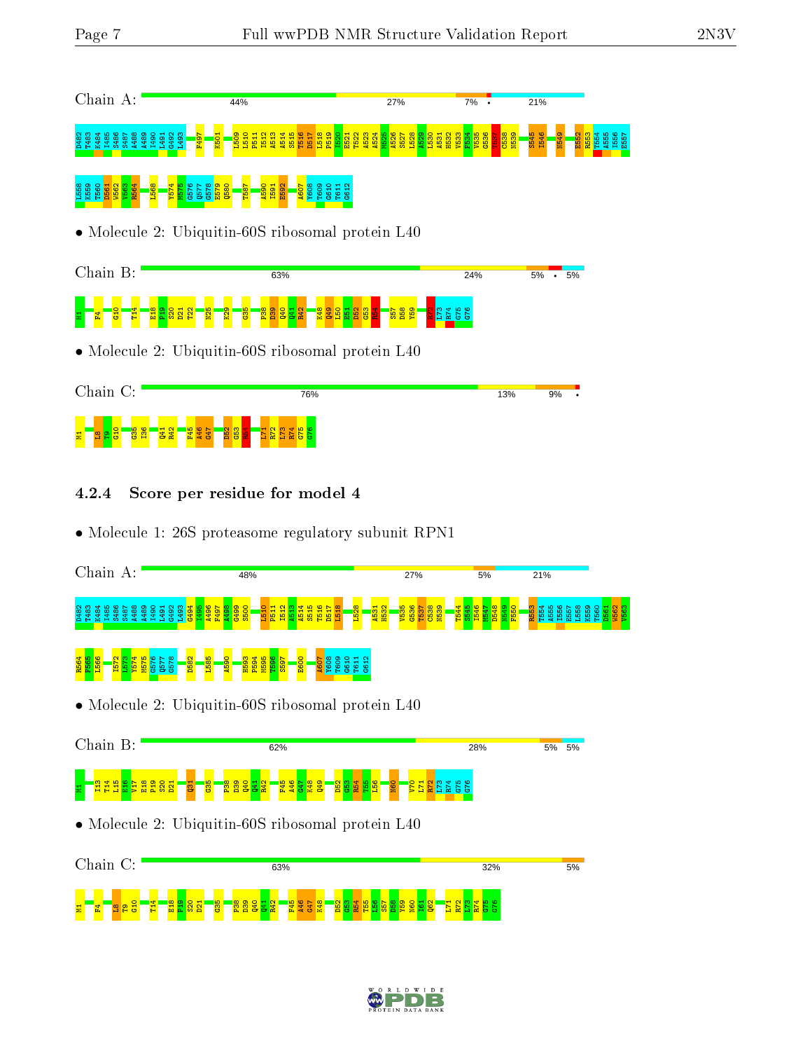Chain A: 44% 27% 7% • 21%

D482 T483 K484 I485 S486 S487 A488 A489 I490 L491 G492 L493 F497 K501 L509 L510 P511 I512 A513 A514 S515 T516 D517 L518 P519 I520 E521 T522 A523 A524 M525 A526 S527 L528 A529 L530 A531 H532 V533 F534 V535 G536 T537 C538 N539 S545 I546 N549 E552 R553 T554 A555 I556 E557 L558 K559 T560 D561 W562 V563 R564 L568 Y574 M575 G576 Q577 G578 E579 Q580 T587 A590 I591 E592 A607 Y608 T609 G610 T611 G612

- Molecule 2: Ubiquitin-60S ribosomal protein L40

Chain B: 63% 24% 5% • 5%

M1 F4 G10 T14 E18 P19 S20 D21 T22 N25 K29 G35 P38 D39 Q40 Q41 R42 K48 Q49 L50 E51 D52 G53 R54 S57 D58 Y59 R72 L73 R74 G75 G76

- Molecule 2: Ubiquitin-60S ribosomal protein L40

Chain C: 76% 13% 9% •

M1 I8 T9 G10 G35 I36 Q41 R42 F45 A46 G47 D52 G53 R54 L71 R72 L73 R74 G75 G76

### 4.2.4 Score per residue for model 4

- Molecule 1: 26S proteasome regulatory subunit RPN1

Chain A: 48% 27% 5% 21%

D482 T483 K484 I485 S486 S487 A488 A489 I490 L491 G492 L493 G494 I495 A496 F497 A498 G499 S500 L510 P511 I512 A513 A514 S515 T516 D517 L518 L528 A531 H532 V535 G536 T537 C538 N539 T544 S545 I546 M547 D548 N549 F550 R553 T554 A555 I556 E557 L558 K559 T560 D561 W562 V563 R564 F565 L566 I572 L573 Y574 M575 G576 Q577 G578 D582 L585 A590 H593 P594 M595 T596 S597 E600 A607 Y608 T609 G610 T611 G612

- Molecule 2: Ubiquitin-60S ribosomal protein L40

Chain B: 62% 28% 5% 5%

M1 I13 T14 L15 E16 V17 E18 P19 S20 D21 Q31 G35 P38 D39 Q40 Q41 R42 F45 A46 G47 K48 Q49 D52 G53 R54 T55 L56 N60 V70 L71 R72 L73 R74 G75 G76

- Molecule 2: Ubiquitin-60S ribosomal protein L40

Chain C: 63% 32% 5%

M1 F4 I8 T9 G10 T14 E18 P19 S20 D21 G35 P38 D39 Q40 Q41 R42 F45 A46 G47 K48 D52 G53 R54 T55 L56 S57 D58 Y59 N60 I61 Q62 L71 R72 L73 R74 G75 G76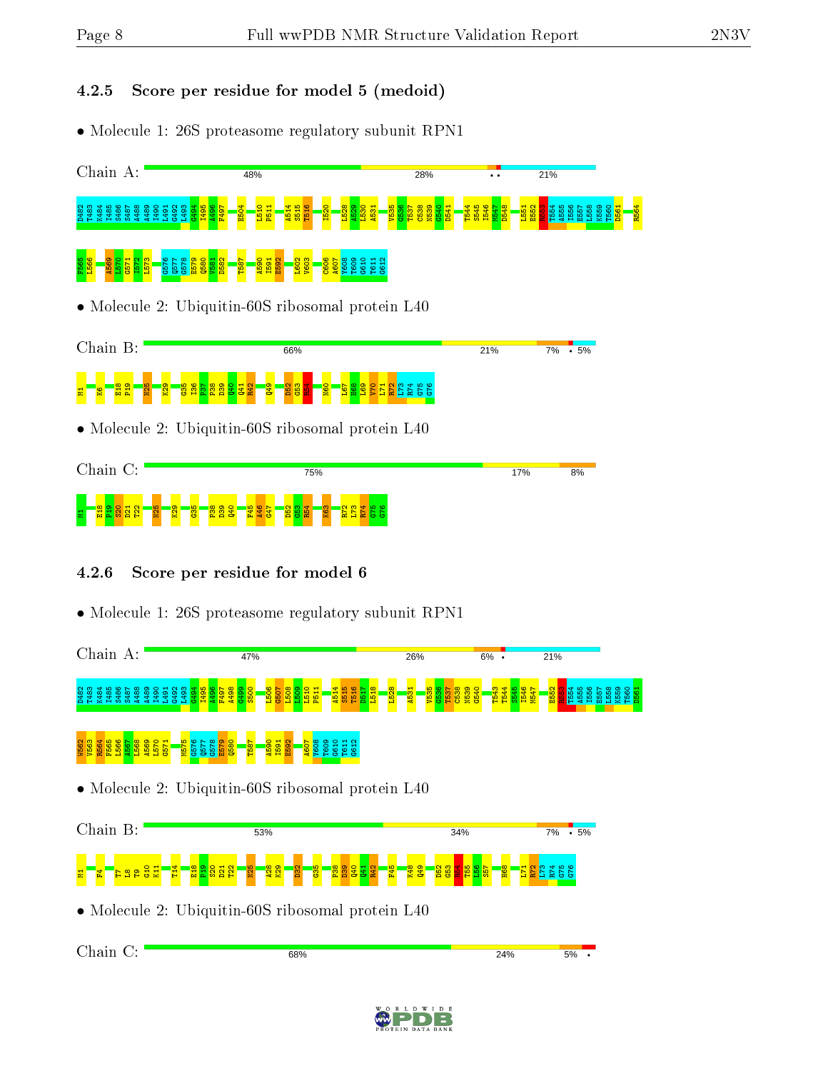### 4.2.5 Score per residue for model 5 (medoid)

- Molecule 1: 26S proteasome regulatory subunit RPN1

Chain A: 48% | 28% | • • | 21%

D482 T483 K484 I485 S486 S487 A488 A489 I490 L491 G492 L493 G494 I495 A496 F497 E504 L510 P511 A514 S515 T516 I520 L528 A529 L530 A531 V535 G536 T537 C538 N539 G540 D541 T544 S545 I546 M547 D548 L551 E552 R553 T554 A555 I556 E557 L558 K559 T560 D561 R564 F565 L566 A569 L570 G571 I572 L573 G576 Q577 G578 E579 Q580 V581 D582 T587 A590 I591 E592 L602 V603 C606 A607 Y608 T609 G610 T611 G612

- Molecule 2: Ubiquitin-60S ribosomal protein L40

Chain B: 66% | 21% | 7% | • | 5%

M1 K6 E18 P19 N25 K29 G35 I36 P37 P38 D39 Q40 Q41 R42 Q49 D52 G53 R54 N60 L67 H68 L69 V70 L71 R72 L73 R74 G75 G76

- Molecule 2: Ubiquitin-60S ribosomal protein L40

Chain C: 75% | 17% | 8%

M1 E18 P19 S20 D21 T22 N25 K29 G35 P38 D39 Q40 F45 A46 G47 D52 G53 R54 K63 R72 L73 R74 G75 G76

### 4.2.6 Score per residue for model 6

- Molecule 1: 26S proteasome regulatory subunit RPN1

Chain A: 47% | 26% | 6% | • | 21%

D482 T483 K484 I485 S486 S487 A488 A489 I490 L491 G492 L493 G494 I495 A496 F497 A498 G499 S500 L506 G507 L508 L509 L510 P511 A514 S515 T516 D517 L518 L528 A531 V535 G536 T537 C538 N539 G540 T543 T544 S545 I546 M547 E552 R553 T554 A555 I556 E557 L558 K559 T560 D561 W562 V563 R564 F565 L566 A567 L568 A569 L570 G571 M575 G576 Q577 G578 E579 Q580 T587 A590 I591 E592 A607 Y608 T609 G610 T611 G612

- Molecule 2: Ubiquitin-60S ribosomal protein L40

Chain B: 53% | 34% | 7% | • | 5%

M1 F4 T7 L8 T9 G10 K11 T14 E18 P19 S20 D21 T22 N25 A28 K29 D32 G35 P38 D39 Q40 Q41 R42 F45 K48 Q49 D52 G53 R54 T55 L56 S57 H68 L71 R72 L73 R74 G75 G76

- Molecule 2: Ubiquitin-60S ribosomal protein L40

Chain C: 68% | 24% | 5% | •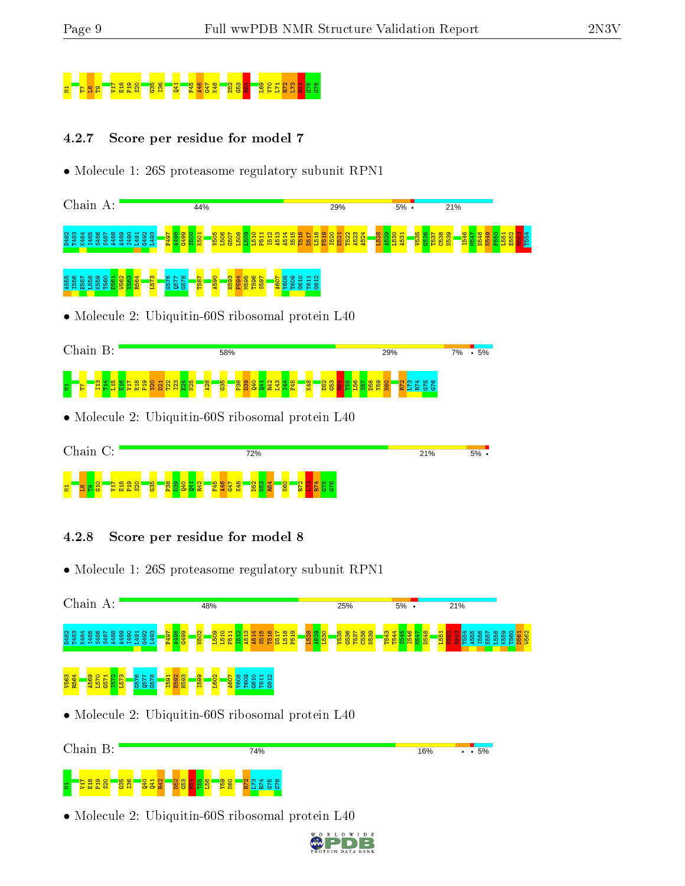M1 T7 L8 T9 V17 E18 P19 S20 G35 I36 Q41 F45 A46 G47 K48 D52 G53 R54 L69 V70 L71 R72 L73 R74 G75 G76

### 4.2.7 Score per residue for model 7

- Molecule 1: 26S proteasome regulatory subunit RPN1

Chain A: 44% 29% 5% • 21%

D482 P483 K484 I485 S486 S487 A488 A489 I490 L491 G492 L493 F497 A498 G499 S500 K501 V505 L506 G507 L508 L509 L510 P511 I512 A513 A514 S515 T516 D517 L518 P519 I520 E521 T522 A523 A524 L528 A529 L530 A531 V535 G536 T537 C538 N539 I546 M547 D548 M549 F550 L551 E552 K553 T554 A555 I556 E557 L558 K559 T560 D561 W562 V563 R564 L573 G576 Q577 G578 T587 A590 H593 P594 N595 T596 S597 A607 Y608 T609 G610 T611 G612

- Molecule 2: Ubiquitin-60S ribosomal protein L40

Chain B: 58% 29% 7% • 5%

M1 T7 I13 T14 L15 E16 V17 E18 P19 S20 D21 T22 I23 E24 N25 A28 G35 P38 D39 Q40 Q41 R42 L43 I44 F45 K48 D52 G53 R54 T55 L56 S57 D58 Y59 N60 R72 L73 R74 G75 G76

- Molecule 2: Ubiquitin-60S ribosomal protein L40

Chain C: 72% 21% 5% •

M1 L8 T9 G10 V17 E18 P19 S20 G35 P38 D39 Q40 Q41 R42 F45 A46 G47 K48 D52 G53 R54 N60 R72 L73 R74 G75 G76

### 4.2.8 Score per residue for model 8

- Molecule 1: 26S proteasome regulatory subunit RPN1

Chain A: 48% 25% 5% • 21%

D482 P483 K484 I485 S486 S487 A488 A489 I490 L491 G492 L493 F497 A498 G499 M502 L509 L510 P511 I512 A513 A514 S515 T516 D517 L518 P519 L528 A529 L530 V535 G536 T537 C538 N539 T543 T544 S545 I546 M547 D548 L551 E552 K553 T554 A555 I556 E557 L558 K559 T560 D561 W562 V563 R564 A569 L570 G571 I572 L573 G576 Q577 G578 I591 E592 H593 I599 L602 A607 Y608 T609 G610 T611 G612

- Molecule 2: Ubiquitin-60S ribosomal protein L40

Chain B: 74% 16% • • 5%

M1 V17 E18 P19 S20 G35 I36 Q40 Q41 R42 D52 G53 R54 T55 L56 Y59 N60 R72 L73 R74 G75 G76

- Molecule 2: Ubiquitin-60S ribosomal protein L40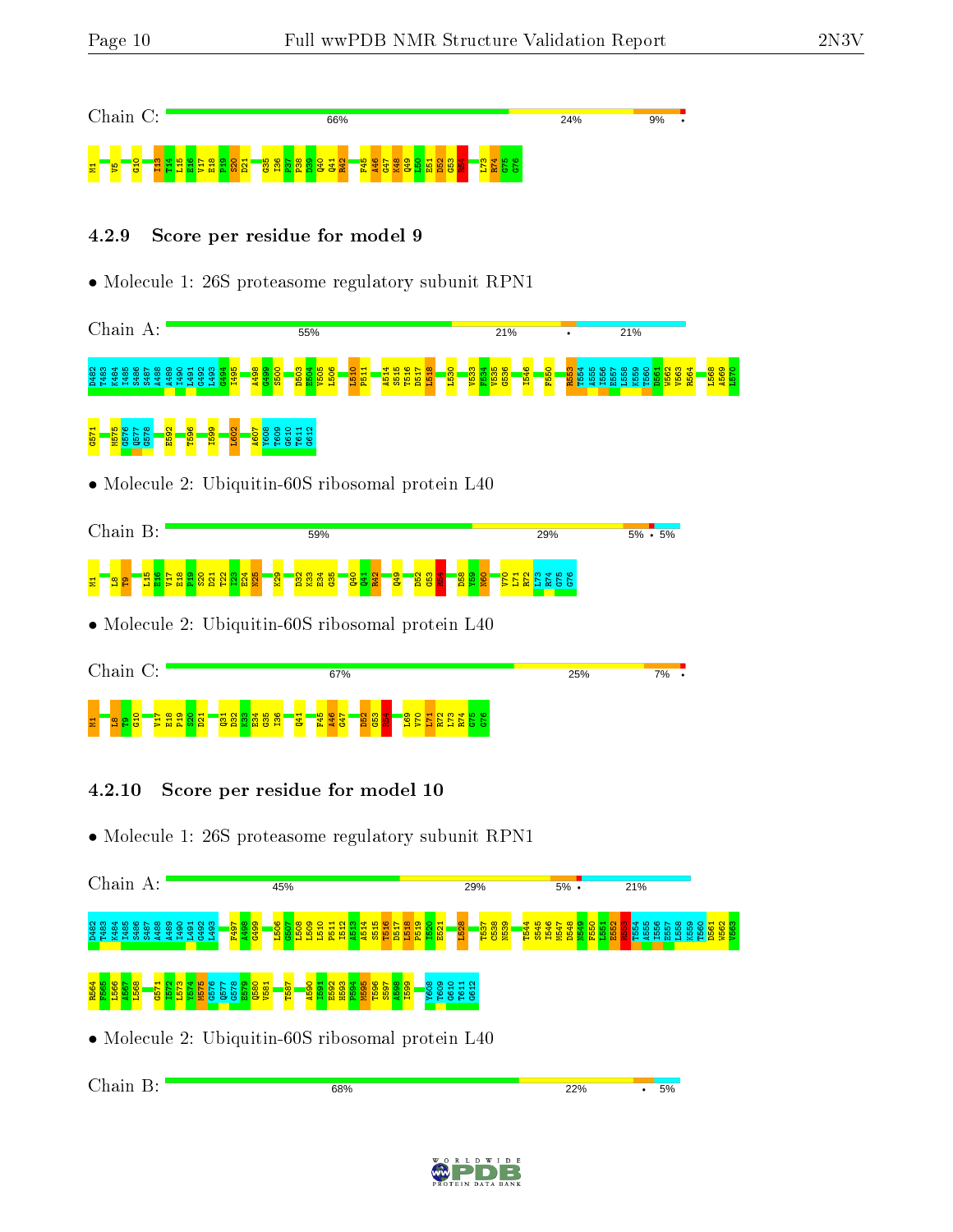Chain C: 66% 24% 9% •

M1 V5 G10 I13 T14 L15 E16 V17 E18 F19 S20 D21 G35 I36 P37 P38 D39 Q40 Q41 R42 F45 A46 G47 K48 Q49 L50 E51 D52 G53 R54 L73 R74 G75 G76

### 4.2.9 Score per residue for model 9

- Molecule 1: 26S proteasome regulatory subunit RPN1

Chain A: 55% 21% • 21%

D482 T483 K484 I485 S486 S487 A488 A489 I490 L491 G492 L493 G494 I495 A498 G499 S500 D503 H504 V505 L506 L510 P511 A514 S515 T516 D517 L518 L530 V533 F534 K535 G536 I546 F550 R553 T554 A555 I556 E557 L558 K559 T560 D561 W562 V563 R564 L568 A569 L570 G571 M575 G576 Q577 G578 E592 T596 I599 L602 A607 Y608 T609 G610 T611 G612

- Molecule 2: Ubiquitin-60S ribosomal protein L40

Chain B: 59% 29% 5% • 5%

M1 L8 T9 L15 E16 V17 E18 F19 S20 D21 T22 I23 E24 N25 K29 D32 K33 E34 G35 Q40 Q41 R42 Q49 D52 G53 R54 D58 Y59 N60 V70 L71 R72 L73 R74 G75 G76

- Molecule 2: Ubiquitin-60S ribosomal protein L40

Chain C: 67% 25% 7% •

M1 L8 T9 G10 V17 E18 F19 S20 D21 Q31 D32 K33 E34 G35 I36 Q41 F45 A46 G47 D52 G53 R54 L69 V70 L71 R72 L73 R74 G75 G76

### 4.2.10 Score per residue for model 10

- Molecule 1: 26S proteasome regulatory subunit RPN1

Chain A: 45% 29% 5% • 21%

D482 T483 K484 I485 S486 S487 A488 A489 I490 L491 G492 L493 F497 A498 G499 L506 G507 L508 L509 L510 P511 I512 A513 A514 S515 T516 D517 L518 P519 I520 E521 L528 T537 C538 N539 T544 S545 I546 M547 D548 N549 F550 L551 E552 R553 T554 A555 I556 E557 L558 K559 T560 D561 W562 V563 R564 F565 L566 A567 L568 G571 I572 L573 Y574 M575 G576 Q577 G578 E579 Q580 V581 T587 A590 I591 E592 H593 F594 M595 T596 S597 A598 I599 Y608 T609 G610 T611 G612

- Molecule 2: Ubiquitin-60S ribosomal protein L40

Chain B: 68% 22% • 5%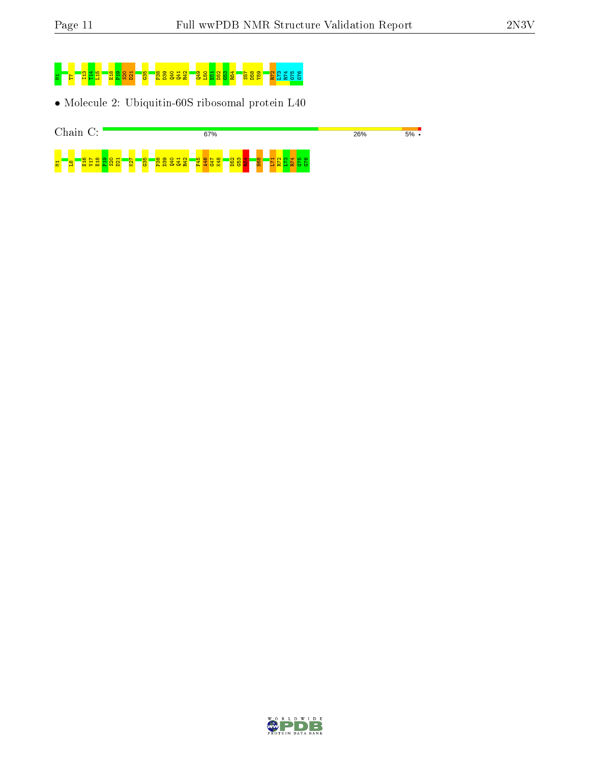M1 T7 I13 T14 L15 E18 P19 S20 D21 G35 P38 D39 Q40 Q41 R42 Q49 L50 E51 D52 G53 R54 S57 D58 Y59 R72 L73 R74 G75 G76

- Molecule 2: Ubiquitin-60S ribosomal protein L40

Chain C: 67% 26% 5% •

M1 L8 E16 V17 E18 P19 S20 D21 K27 G35 P38 D39 Q40 Q41 R42 F45 A46 G47 K48 D52 G53 R54 H68 L71 R72 L73 R74 G75 G76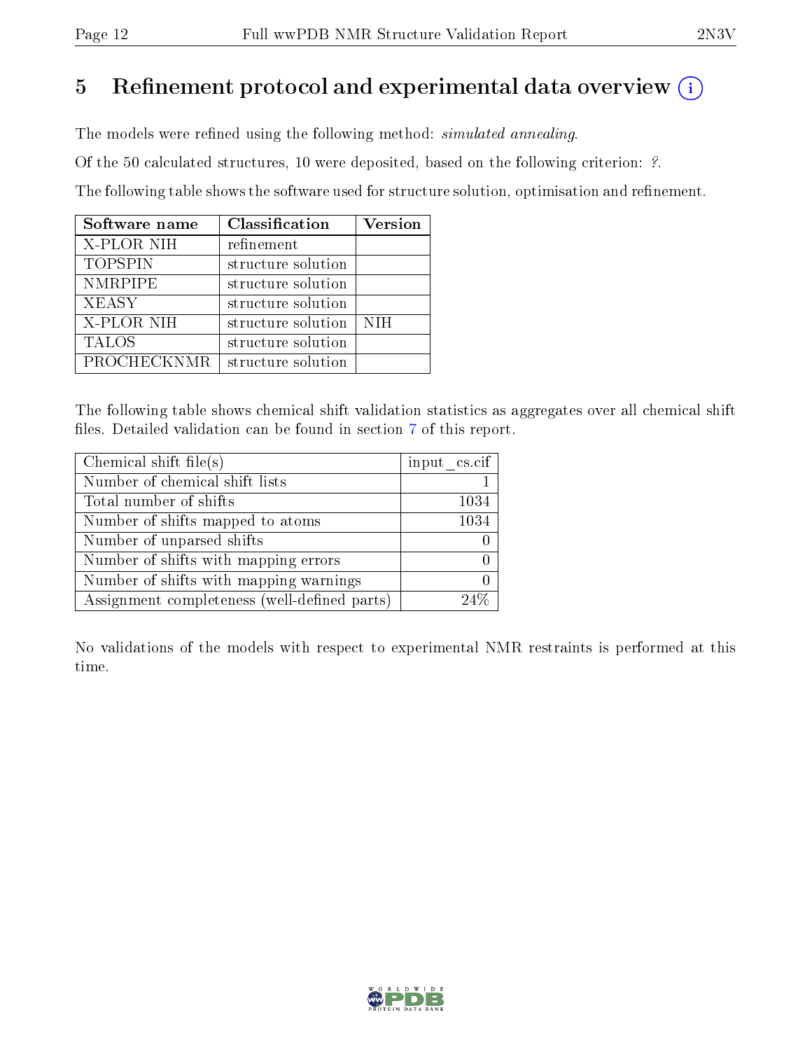# 5 Refinement protocol and experimental data overview

The models were refined using the following method: *simulated annealing*.

Of the 50 calculated structures, 10 were deposited, based on the following criterion: *?*.

The following table shows the software used for structure solution, optimisation and refinement.

| Software name | Classification | Version |
|---|---|---|
| X-PLOR NIH | refinement | |
| TOPSPIN | structure solution | |
| NMRPIPE | structure solution | |
| XEASY | structure solution | |
| X-PLOR NIH | structure solution | NIH |
| TALOS | structure solution | |
| PROCHECKNMR | structure solution | |

The following table shows chemical shift validation statistics as aggregates over all chemical shift files. Detailed validation can be found in section 7 of this report.

| Chemical shift file(s) | input_cs.cif |
|---|---|
| Number of chemical shift lists | 1 |
| Total number of shifts | 1034 |
| Number of shifts mapped to atoms | 1034 |
| Number of unparsed shifts | 0 |
| Number of shifts with mapping errors | 0 |
| Number of shifts with mapping warnings | 0 |
| Assignment completeness (well-defined parts) | 24% |

No validations of the models with respect to experimental NMR restraints is performed at this time.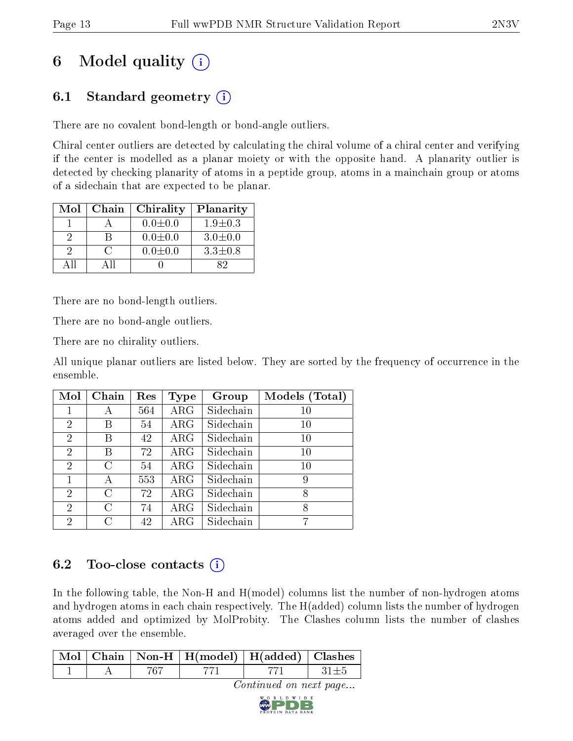# 6 Model quality (i)

## 6.1 Standard geometry (i)

There are no covalent bond-length or bond-angle outliers.

Chiral center outliers are detected by calculating the chiral volume of a chiral center and verifying if the center is modelled as a planar moiety or with the opposite hand. A planarity outlier is detected by checking planarity of atoms in a peptide group, atoms in a mainchain group or atoms of a sidechain that are expected to be planar.

| Mol | Chain | Chirality | Planarity |
|---|---|---|---|
| 1 | A | 0.0±0.0 | 1.9±0.3 |
| 2 | B | 0.0±0.0 | 3.0±0.0 |
| 2 | C | 0.0±0.0 | 3.3±0.8 |
| All | All | 0 | 82 |

There are no bond-length outliers.

There are no bond-angle outliers.

There are no chirality outliers.

All unique planar outliers are listed below. They are sorted by the frequency of occurrence in the ensemble.

| Mol | Chain | Res | Type | Group | Models (Total) |
|---|---|---|---|---|---|
| 1 | A | 564 | ARG | Sidechain | 10 |
| 2 | B | 54 | ARG | Sidechain | 10 |
| 2 | B | 42 | ARG | Sidechain | 10 |
| 2 | B | 72 | ARG | Sidechain | 10 |
| 2 | C | 54 | ARG | Sidechain | 10 |
| 1 | A | 553 | ARG | Sidechain | 9 |
| 2 | C | 72 | ARG | Sidechain | 8 |
| 2 | C | 74 | ARG | Sidechain | 8 |
| 2 | C | 42 | ARG | Sidechain | 7 |

## 6.2 Too-close contacts (i)

In the following table, the Non-H and H(model) columns list the number of non-hydrogen atoms and hydrogen atoms in each chain respectively. The H(added) column lists the number of hydrogen atoms added and optimized by MolProbity. The Clashes column lists the number of clashes averaged over the ensemble.

| Mol | Chain | Non-H | H(model) | H(added) | Clashes |
|---|---|---|---|---|---|
| 1 | A | 767 | 771 | 771 | 31±5 |

*Continued on next page...*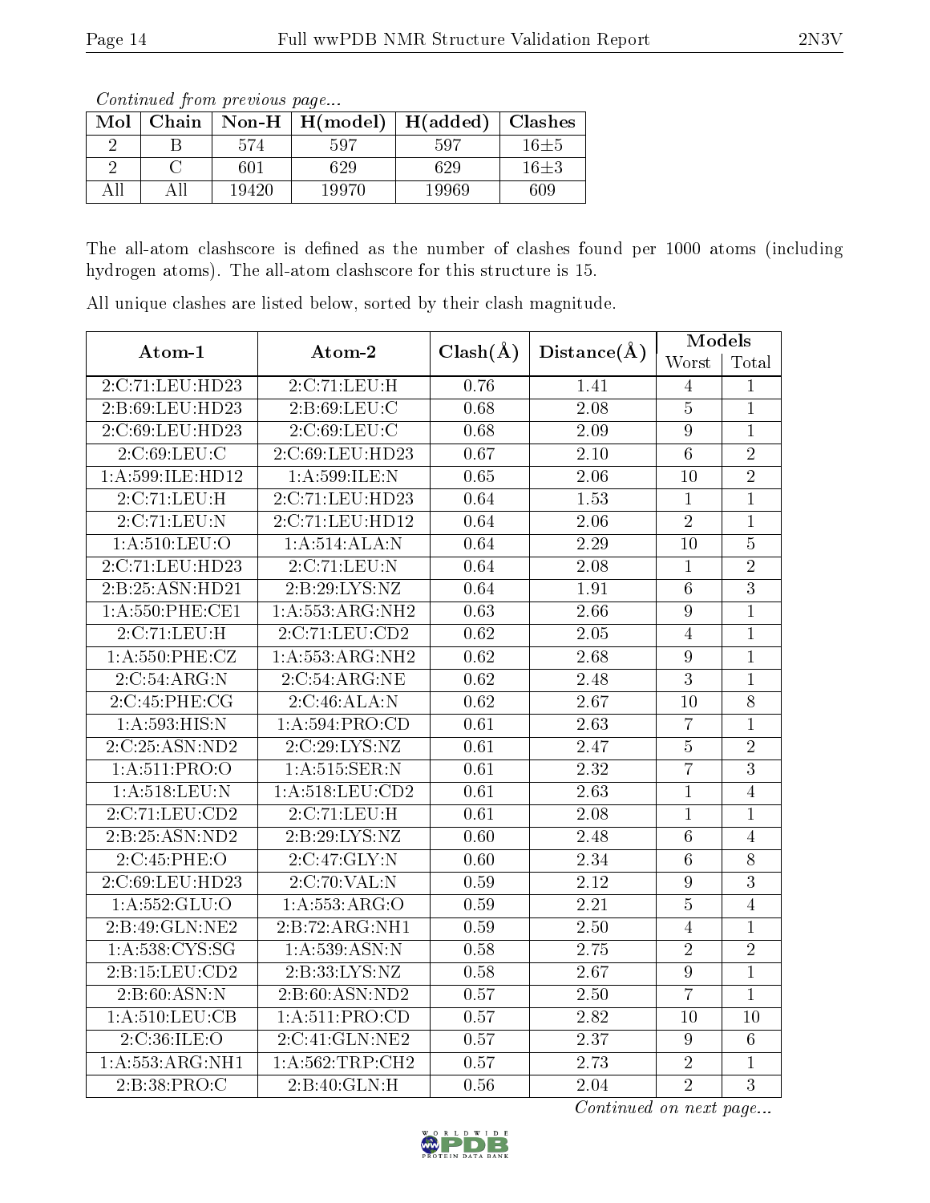*Continued from previous page...*

| Mol | Chain | Non-H | H(model) | H(added) | Clashes |
|---|---|---|---|---|---|
| 2 | B | 574 | 597 | 597 | 16±5 |
| 2 | C | 601 | 629 | 629 | 16±3 |
| All | All | 19420 | 19970 | 19969 | 609 |

The all-atom clashscore is defined as the number of clashes found per 1000 atoms (including hydrogen atoms). The all-atom clashscore for this structure is 15.

All unique clashes are listed below, sorted by their clash magnitude.

| Atom-1 | Atom-2 | Clash(Å) | Distance(Å) | Models | |
|---|---|---|---|---|---|
| | | | | Worst | Total |
| 2:C:71:LEU:HD23 | 2:C:71:LEU:H | 0.76 | 1.41 | 4 | 1 |
| 2:B:69:LEU:HD23 | 2:B:69:LEU:C | 0.68 | 2.08 | 5 | 1 |
| 2:C:69:LEU:HD23 | 2:C:69:LEU:C | 0.68 | 2.09 | 9 | 1 |
| 2:C:69:LEU:C | 2:C:69:LEU:HD23 | 0.67 | 2.10 | 6 | 2 |
| 1:A:599:ILE:HD12 | 1:A:599:ILE:N | 0.65 | 2.06 | 10 | 2 |
| 2:C:71:LEU:H | 2:C:71:LEU:HD23 | 0.64 | 1.53 | 1 | 1 |
| 2:C:71:LEU:N | 2:C:71:LEU:HD12 | 0.64 | 2.06 | 2 | 1 |
| 1:A:510:LEU:O | 1:A:514:ALA:N | 0.64 | 2.29 | 10 | 5 |
| 2:C:71:LEU:HD23 | 2:C:71:LEU:N | 0.64 | 2.08 | 1 | 2 |
| 2:B:25:ASN:HD21 | 2:B:29:LYS:NZ | 0.64 | 1.91 | 6 | 3 |
| 1:A:550:PHE:CE1 | 1:A:553:ARG:NH2 | 0.63 | 2.66 | 9 | 1 |
| 2:C:71:LEU:H | 2:C:71:LEU:CD2 | 0.62 | 2.05 | 4 | 1 |
| 1:A:550:PHE:CZ | 1:A:553:ARG:NH2 | 0.62 | 2.68 | 9 | 1 |
| 2:C:54:ARG:N | 2:C:54:ARG:NE | 0.62 | 2.48 | 3 | 1 |
| 2:C:45:PHE:CG | 2:C:46:ALA:N | 0.62 | 2.67 | 10 | 8 |
| 1:A:593:HIS:N | 1:A:594:PRO:CD | 0.61 | 2.63 | 7 | 1 |
| 2:C:25:ASN:ND2 | 2:C:29:LYS:NZ | 0.61 | 2.47 | 5 | 2 |
| 1:A:511:PRO:O | 1:A:515:SER:N | 0.61 | 2.32 | 7 | 3 |
| 1:A:518:LEU:N | 1:A:518:LEU:CD2 | 0.61 | 2.63 | 1 | 4 |
| 2:C:71:LEU:CD2 | 2:C:71:LEU:H | 0.61 | 2.08 | 1 | 1 |
| 2:B:25:ASN:ND2 | 2:B:29:LYS:NZ | 0.60 | 2.48 | 6 | 4 |
| 2:C:45:PHE:O | 2:C:47:GLY:N | 0.60 | 2.34 | 6 | 8 |
| 2:C:69:LEU:HD23 | 2:C:70:VAL:N | 0.59 | 2.12 | 9 | 3 |
| 1:A:552:GLU:O | 1:A:553:ARG:O | 0.59 | 2.21 | 5 | 4 |
| 2:B:49:GLN:NE2 | 2:B:72:ARG:NH1 | 0.59 | 2.50 | 4 | 1 |
| 1:A:538:CYS:SG | 1:A:539:ASN:N | 0.58 | 2.75 | 2 | 2 |
| 2:B:15:LEU:CD2 | 2:B:33:LYS:NZ | 0.58 | 2.67 | 9 | 1 |
| 2:B:60:ASN:N | 2:B:60:ASN:ND2 | 0.57 | 2.50 | 7 | 1 |
| 1:A:510:LEU:CB | 1:A:511:PRO:CD | 0.57 | 2.82 | 10 | 10 |
| 2:C:36:ILE:O | 2:C:41:GLN:NE2 | 0.57 | 2.37 | 9 | 6 |
| 1:A:553:ARG:NH1 | 1:A:562:TRP:CH2 | 0.57 | 2.73 | 2 | 1 |
| 2:B:38:PRO:C | 2:B:40:GLN:H | 0.56 | 2.04 | 2 | 3 |

*Continued on next page...*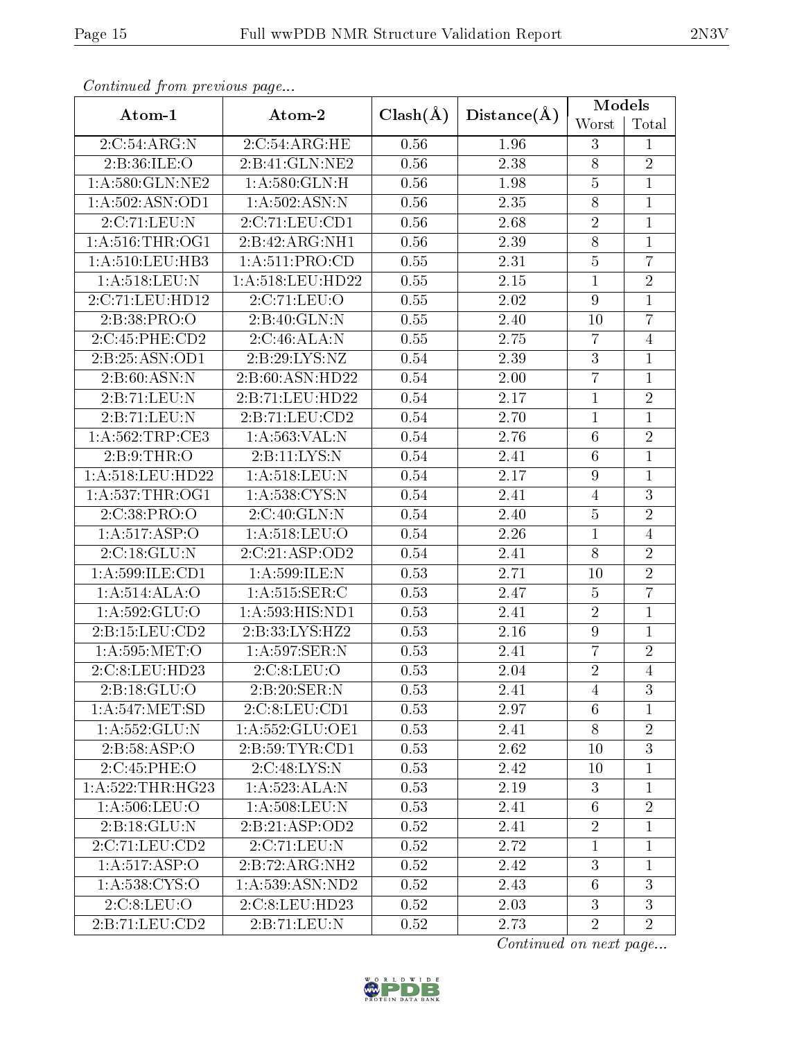*Continued from previous page...*

| Atom-1 | Atom-2 | Clash(Å) | Distance(Å) | Models | |
|---|---|---|---|---|---|
| | | | | Worst | Total |
| 2:C:54:ARG:N | 2:C:54:ARG:HE | 0.56 | 1.96 | 3 | 1 |
| 2:B:36:ILE:O | 2:B:41:GLN:NE2 | 0.56 | 2.38 | 8 | 2 |
| 1:A:580:GLN:NE2 | 1:A:580:GLN:H | 0.56 | 1.98 | 5 | 1 |
| 1:A:502:ASN:OD1 | 1:A:502:ASN:N | 0.56 | 2.35 | 8 | 1 |
| 2:C:71:LEU:N | 2:C:71:LEU:CD1 | 0.56 | 2.68 | 2 | 1 |
| 1:A:516:THR:OG1 | 2:B:42:ARG:NH1 | 0.56 | 2.39 | 8 | 1 |
| 1:A:510:LEU:HB3 | 1:A:511:PRO:CD | 0.55 | 2.31 | 5 | 7 |
| 1:A:518:LEU:N | 1:A:518:LEU:HD22 | 0.55 | 2.15 | 1 | 2 |
| 2:C:71:LEU:HD12 | 2:C:71:LEU:O | 0.55 | 2.02 | 9 | 1 |
| 2:B:38:PRO:O | 2:B:40:GLN:N | 0.55 | 2.40 | 10 | 7 |
| 2:C:45:PHE:CD2 | 2:C:46:ALA:N | 0.55 | 2.75 | 7 | 4 |
| 2:B:25:ASN:OD1 | 2:B:29:LYS:NZ | 0.54 | 2.39 | 3 | 1 |
| 2:B:60:ASN:N | 2:B:60:ASN:HD22 | 0.54 | 2.00 | 7 | 1 |
| 2:B:71:LEU:N | 2:B:71:LEU:HD22 | 0.54 | 2.17 | 1 | 2 |
| 2:B:71:LEU:N | 2:B:71:LEU:CD2 | 0.54 | 2.70 | 1 | 1 |
| 1:A:562:TRP:CE3 | 1:A:563:VAL:N | 0.54 | 2.76 | 6 | 2 |
| 2:B:9:THR:O | 2:B:11:LYS:N | 0.54 | 2.41 | 6 | 1 |
| 1:A:518:LEU:HD22 | 1:A:518:LEU:N | 0.54 | 2.17 | 9 | 1 |
| 1:A:537:THR:OG1 | 1:A:538:CYS:N | 0.54 | 2.41 | 4 | 3 |
| 2:C:38:PRO:O | 2:C:40:GLN:N | 0.54 | 2.40 | 5 | 2 |
| 1:A:517:ASP:O | 1:A:518:LEU:O | 0.54 | 2.26 | 1 | 4 |
| 2:C:18:GLU:N | 2:C:21:ASP:OD2 | 0.54 | 2.41 | 8 | 2 |
| 1:A:599:ILE:CD1 | 1:A:599:ILE:N | 0.53 | 2.71 | 10 | 2 |
| 1:A:514:ALA:O | 1:A:515:SER:C | 0.53 | 2.47 | 5 | 7 |
| 1:A:592:GLU:O | 1:A:593:HIS:ND1 | 0.53 | 2.41 | 2 | 1 |
| 2:B:15:LEU:CD2 | 2:B:33:LYS:HZ2 | 0.53 | 2.16 | 9 | 1 |
| 1:A:595:MET:O | 1:A:597:SER:N | 0.53 | 2.41 | 7 | 2 |
| 2:C:8:LEU:HD23 | 2:C:8:LEU:O | 0.53 | 2.04 | 2 | 4 |
| 2:B:18:GLU:O | 2:B:20:SER:N | 0.53 | 2.41 | 4 | 3 |
| 1:A:547:MET:SD | 2:C:8:LEU:CD1 | 0.53 | 2.97 | 6 | 1 |
| 1:A:552:GLU:N | 1:A:552:GLU:OE1 | 0.53 | 2.41 | 8 | 2 |
| 2:B:58:ASP:O | 2:B:59:TYR:CD1 | 0.53 | 2.62 | 10 | 3 |
| 2:C:45:PHE:O | 2:C:48:LYS:N | 0.53 | 2.42 | 10 | 1 |
| 1:A:522:THR:HG23 | 1:A:523:ALA:N | 0.53 | 2.19 | 3 | 1 |
| 1:A:506:LEU:O | 1:A:508:LEU:N | 0.53 | 2.41 | 6 | 2 |
| 2:B:18:GLU:N | 2:B:21:ASP:OD2 | 0.52 | 2.41 | 2 | 1 |
| 2:C:71:LEU:CD2 | 2:C:71:LEU:N | 0.52 | 2.72 | 1 | 1 |
| 1:A:517:ASP:O | 2:B:72:ARG:NH2 | 0.52 | 2.42 | 3 | 1 |
| 1:A:538:CYS:O | 1:A:539:ASN:ND2 | 0.52 | 2.43 | 6 | 3 |
| 2:C:8:LEU:O | 2:C:8:LEU:HD23 | 0.52 | 2.03 | 3 | 3 |
| 2:B:71:LEU:CD2 | 2:B:71:LEU:N | 0.52 | 2.73 | 2 | 2 |

*Continued on next page...*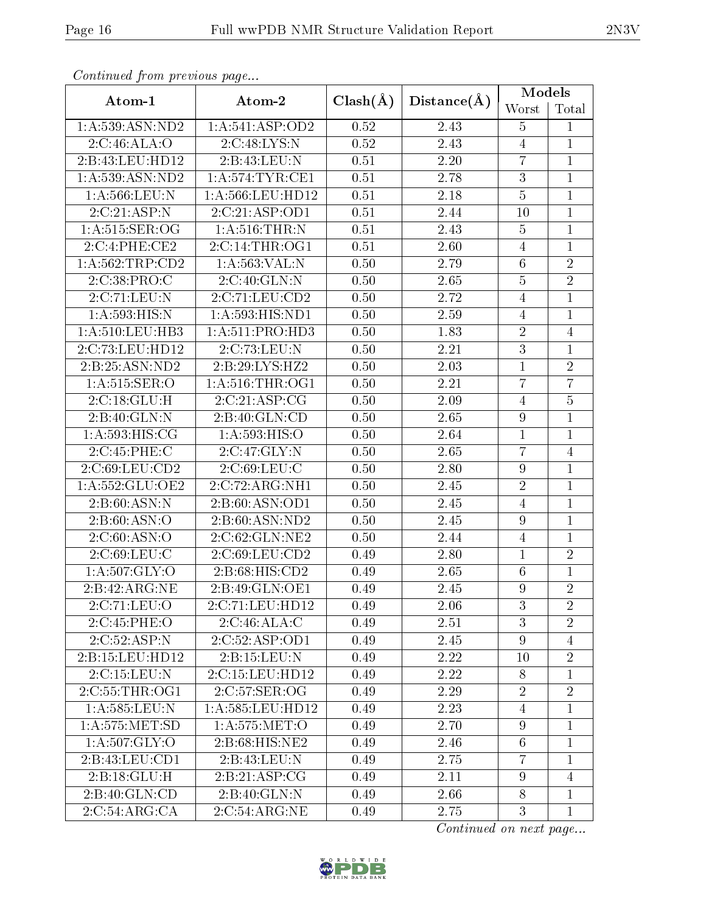*Continued from previous page...*

| Atom-1 | Atom-2 | Clash(Å) | Distance(Å) | Models | |
|---|---|---|---|---|---|
| | | | | Worst | Total |
| 1:A:539:ASN:ND2 | 1:A:541:ASP:OD2 | 0.52 | 2.43 | 5 | 1 |
| 2:C:46:ALA:O | 2:C:48:LYS:N | 0.52 | 2.43 | 4 | 1 |
| 2:B:43:LEU:HD12 | 2:B:43:LEU:N | 0.51 | 2.20 | 7 | 1 |
| 1:A:539:ASN:ND2 | 1:A:574:TYR:CE1 | 0.51 | 2.78 | 3 | 1 |
| 1:A:566:LEU:N | 1:A:566:LEU:HD12 | 0.51 | 2.18 | 5 | 1 |
| 2:C:21:ASP:N | 2:C:21:ASP:OD1 | 0.51 | 2.44 | 10 | 1 |
| 1:A:515:SER:OG | 1:A:516:THR:N | 0.51 | 2.43 | 5 | 1 |
| 2:C:4:PHE:CE2 | 2:C:14:THR:OG1 | 0.51 | 2.60 | 4 | 1 |
| 1:A:562:TRP:CD2 | 1:A:563:VAL:N | 0.50 | 2.79 | 6 | 2 |
| 2:C:38:PRO:C | 2:C:40:GLN:N | 0.50 | 2.65 | 5 | 2 |
| 2:C:71:LEU:N | 2:C:71:LEU:CD2 | 0.50 | 2.72 | 4 | 1 |
| 1:A:593:HIS:N | 1:A:593:HIS:ND1 | 0.50 | 2.59 | 4 | 1 |
| 1:A:510:LEU:HB3 | 1:A:511:PRO:HD3 | 0.50 | 1.83 | 2 | 4 |
| 2:C:73:LEU:HD12 | 2:C:73:LEU:N | 0.50 | 2.21 | 3 | 1 |
| 2:B:25:ASN:ND2 | 2:B:29:LYS:HZ2 | 0.50 | 2.03 | 1 | 2 |
| 1:A:515:SER:O | 1:A:516:THR:OG1 | 0.50 | 2.21 | 7 | 7 |
| 2:C:18:GLU:H | 2:C:21:ASP:CG | 0.50 | 2.09 | 4 | 5 |
| 2:B:40:GLN:N | 2:B:40:GLN:CD | 0.50 | 2.65 | 9 | 1 |
| 1:A:593:HIS:CG | 1:A:593:HIS:O | 0.50 | 2.64 | 1 | 1 |
| 2:C:45:PHE:C | 2:C:47:GLY:N | 0.50 | 2.65 | 7 | 4 |
| 2:C:69:LEU:CD2 | 2:C:69:LEU:C | 0.50 | 2.80 | 9 | 1 |
| 1:A:552:GLU:OE2 | 2:C:72:ARG:NH1 | 0.50 | 2.45 | 2 | 1 |
| 2:B:60:ASN:N | 2:B:60:ASN:OD1 | 0.50 | 2.45 | 4 | 1 |
| 2:B:60:ASN:O | 2:B:60:ASN:ND2 | 0.50 | 2.45 | 9 | 1 |
| 2:C:60:ASN:O | 2:C:62:GLN:NE2 | 0.50 | 2.44 | 4 | 1 |
| 2:C:69:LEU:C | 2:C:69:LEU:CD2 | 0.49 | 2.80 | 1 | 2 |
| 1:A:507:GLY:O | 2:B:68:HIS:CD2 | 0.49 | 2.65 | 6 | 1 |
| 2:B:42:ARG:NE | 2:B:49:GLN:OE1 | 0.49 | 2.45 | 9 | 2 |
| 2:C:71:LEU:O | 2:C:71:LEU:HD12 | 0.49 | 2.06 | 3 | 2 |
| 2:C:45:PHE:O | 2:C:46:ALA:C | 0.49 | 2.51 | 3 | 2 |
| 2:C:52:ASP:N | 2:C:52:ASP:OD1 | 0.49 | 2.45 | 9 | 4 |
| 2:B:15:LEU:HD12 | 2:B:15:LEU:N | 0.49 | 2.22 | 10 | 2 |
| 2:C:15:LEU:N | 2:C:15:LEU:HD12 | 0.49 | 2.22 | 8 | 1 |
| 2:C:55:THR:OG1 | 2:C:57:SER:OG | 0.49 | 2.29 | 2 | 2 |
| 1:A:585:LEU:N | 1:A:585:LEU:HD12 | 0.49 | 2.23 | 4 | 1 |
| 1:A:575:MET:SD | 1:A:575:MET:O | 0.49 | 2.70 | 9 | 1 |
| 1:A:507:GLY:O | 2:B:68:HIS:NE2 | 0.49 | 2.46 | 6 | 1 |
| 2:B:43:LEU:CD1 | 2:B:43:LEU:N | 0.49 | 2.75 | 7 | 1 |
| 2:B:18:GLU:H | 2:B:21:ASP:CG | 0.49 | 2.11 | 9 | 4 |
| 2:B:40:GLN:CD | 2:B:40:GLN:N | 0.49 | 2.66 | 8 | 1 |
| 2:C:54:ARG:CA | 2:C:54:ARG:NE | 0.49 | 2.75 | 3 | 1 |

*Continued on next page...*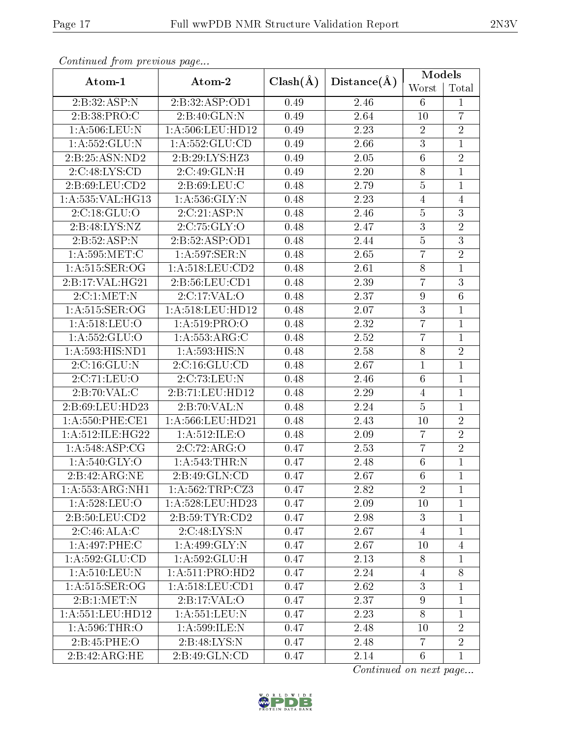*Continued from previous page...*

| Atom-1 | Atom-2 | Clash(Å) | Distance(Å) | Models | |
|---|---|---|---|---|---|
| | | | | Worst | Total |
| 2:B:32:ASP:N | 2:B:32:ASP:OD1 | 0.49 | 2.46 | 6 | 1 |
| 2:B:38:PRO:C | 2:B:40:GLN:N | 0.49 | 2.64 | 10 | 7 |
| 1:A:506:LEU:N | 1:A:506:LEU:HD12 | 0.49 | 2.23 | 2 | 2 |
| 1:A:552:GLU:N | 1:A:552:GLU:CD | 0.49 | 2.66 | 3 | 1 |
| 2:B:25:ASN:ND2 | 2:B:29:LYS:HZ3 | 0.49 | 2.05 | 6 | 2 |
| 2:C:48:LYS:CD | 2:C:49:GLN:H | 0.49 | 2.20 | 8 | 1 |
| 2:B:69:LEU:CD2 | 2:B:69:LEU:C | 0.48 | 2.79 | 5 | 1 |
| 1:A:535:VAL:HG13 | 1:A:536:GLY:N | 0.48 | 2.23 | 4 | 4 |
| 2:C:18:GLU:O | 2:C:21:ASP:N | 0.48 | 2.46 | 5 | 3 |
| 2:B:48:LYS:NZ | 2:C:75:GLY:O | 0.48 | 2.47 | 3 | 2 |
| 2:B:52:ASP:N | 2:B:52:ASP:OD1 | 0.48 | 2.44 | 5 | 3 |
| 1:A:595:MET:C | 1:A:597:SER:N | 0.48 | 2.65 | 7 | 2 |
| 1:A:515:SER:OG | 1:A:518:LEU:CD2 | 0.48 | 2.61 | 8 | 1 |
| 2:B:17:VAL:HG21 | 2:B:56:LEU:CD1 | 0.48 | 2.39 | 7 | 3 |
| 2:C:1:MET:N | 2:C:17:VAL:O | 0.48 | 2.37 | 9 | 6 |
| 1:A:515:SER:OG | 1:A:518:LEU:HD12 | 0.48 | 2.07 | 3 | 1 |
| 1:A:518:LEU:O | 1:A:519:PRO:O | 0.48 | 2.32 | 7 | 1 |
| 1:A:552:GLU:O | 1:A:553:ARG:C | 0.48 | 2.52 | 7 | 1 |
| 1:A:593:HIS:ND1 | 1:A:593:HIS:N | 0.48 | 2.58 | 8 | 2 |
| 2:C:16:GLU:N | 2:C:16:GLU:CD | 0.48 | 2.67 | 1 | 1 |
| 2:C:71:LEU:O | 2:C:73:LEU:N | 0.48 | 2.46 | 6 | 1 |
| 2:B:70:VAL:C | 2:B:71:LEU:HD12 | 0.48 | 2.29 | 4 | 1 |
| 2:B:69:LEU:HD23 | 2:B:70:VAL:N | 0.48 | 2.24 | 5 | 1 |
| 1:A:550:PHE:CE1 | 1:A:566:LEU:HD21 | 0.48 | 2.43 | 10 | 2 |
| 1:A:512:ILE:HG22 | 1:A:512:ILE:O | 0.48 | 2.09 | 7 | 2 |
| 1:A:548:ASP:CG | 2:C:72:ARG:O | 0.47 | 2.53 | 7 | 2 |
| 1:A:540:GLY:O | 1:A:543:THR:N | 0.47 | 2.48 | 6 | 1 |
| 2:B:42:ARG:NE | 2:B:49:GLN:CD | 0.47 | 2.67 | 6 | 1 |
| 1:A:553:ARG:NH1 | 1:A:562:TRP:CZ3 | 0.47 | 2.82 | 2 | 1 |
| 1:A:528:LEU:O | 1:A:528:LEU:HD23 | 0.47 | 2.09 | 10 | 1 |
| 2:B:50:LEU:CD2 | 2:B:59:TYR:CD2 | 0.47 | 2.98 | 3 | 1 |
| 2:C:46:ALA:C | 2:C:48:LYS:N | 0.47 | 2.67 | 4 | 1 |
| 1:A:497:PHE:C | 1:A:499:GLY:N | 0.47 | 2.67 | 10 | 4 |
| 1:A:592:GLU:CD | 1:A:592:GLU:H | 0.47 | 2.13 | 8 | 1 |
| 1:A:510:LEU:N | 1:A:511:PRO:HD2 | 0.47 | 2.24 | 4 | 8 |
| 1:A:515:SER:OG | 1:A:518:LEU:CD1 | 0.47 | 2.62 | 3 | 1 |
| 2:B:1:MET:N | 2:B:17:VAL:O | 0.47 | 2.37 | 9 | 1 |
| 1:A:551:LEU:HD12 | 1:A:551:LEU:N | 0.47 | 2.23 | 8 | 1 |
| 1:A:596:THR:O | 1:A:599:ILE:N | 0.47 | 2.48 | 10 | 2 |
| 2:B:45:PHE:O | 2:B:48:LYS:N | 0.47 | 2.48 | 7 | 2 |
| 2:B:42:ARG:HE | 2:B:49:GLN:CD | 0.47 | 2.14 | 6 | 1 |

*Continued on next page...*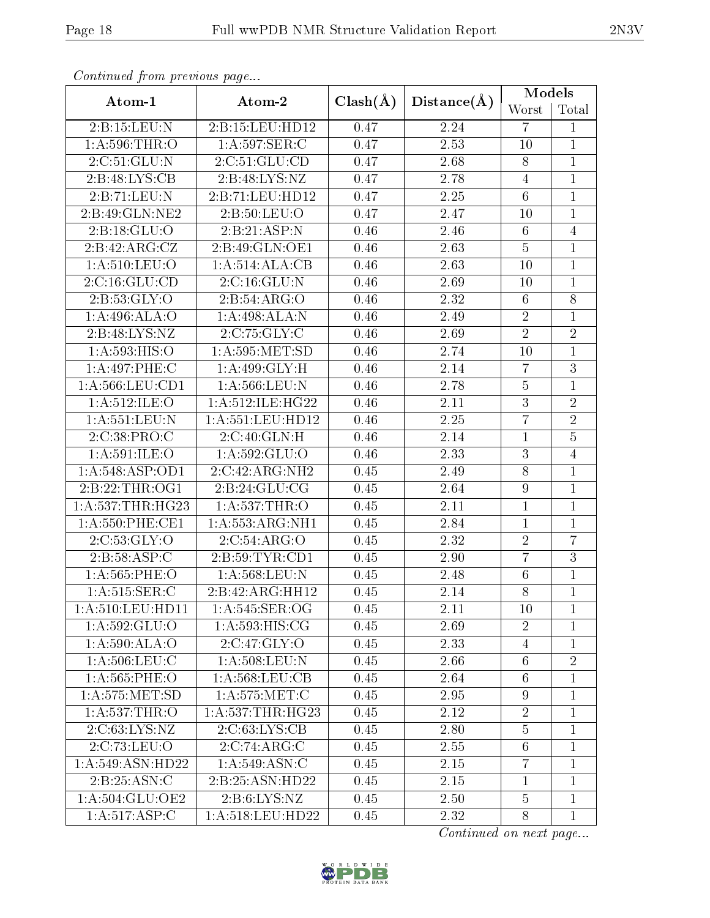*Continued from previous page...*

| Atom-1 | Atom-2 | Clash(Å) | Distance(Å) | Models | |
|---|---|---|---|---|---|
| | | | | Worst | Total |
| 2:B:15:LEU:N | 2:B:15:LEU:HD12 | 0.47 | 2.24 | 7 | 1 |
| 1:A:596:THR:O | 1:A:597:SER:C | 0.47 | 2.53 | 10 | 1 |
| 2:C:51:GLU:N | 2:C:51:GLU:CD | 0.47 | 2.68 | 8 | 1 |
| 2:B:48:LYS:CB | 2:B:48:LYS:NZ | 0.47 | 2.78 | 4 | 1 |
| 2:B:71:LEU:N | 2:B:71:LEU:HD12 | 0.47 | 2.25 | 6 | 1 |
| 2:B:49:GLN:NE2 | 2:B:50:LEU:O | 0.47 | 2.47 | 10 | 1 |
| 2:B:18:GLU:O | 2:B:21:ASP:N | 0.46 | 2.46 | 6 | 4 |
| 2:B:42:ARG:CZ | 2:B:49:GLN:OE1 | 0.46 | 2.63 | 5 | 1 |
| 1:A:510:LEU:O | 1:A:514:ALA:CB | 0.46 | 2.63 | 10 | 1 |
| 2:C:16:GLU:CD | 2:C:16:GLU:N | 0.46 | 2.69 | 10 | 1 |
| 2:B:53:GLY:O | 2:B:54:ARG:O | 0.46 | 2.32 | 6 | 8 |
| 1:A:496:ALA:O | 1:A:498:ALA:N | 0.46 | 2.49 | 2 | 1 |
| 2:B:48:LYS:NZ | 2:C:75:GLY:C | 0.46 | 2.69 | 2 | 2 |
| 1:A:593:HIS:O | 1:A:595:MET:SD | 0.46 | 2.74 | 10 | 1 |
| 1:A:497:PHE:C | 1:A:499:GLY:H | 0.46 | 2.14 | 7 | 3 |
| 1:A:566:LEU:CD1 | 1:A:566:LEU:N | 0.46 | 2.78 | 5 | 1 |
| 1:A:512:ILE:O | 1:A:512:ILE:HG22 | 0.46 | 2.11 | 3 | 2 |
| 1:A:551:LEU:N | 1:A:551:LEU:HD12 | 0.46 | 2.25 | 7 | 2 |
| 2:C:38:PRO:C | 2:C:40:GLN:H | 0.46 | 2.14 | 1 | 5 |
| 1:A:591:ILE:O | 1:A:592:GLU:O | 0.46 | 2.33 | 3 | 4 |
| 1:A:548:ASP:OD1 | 2:C:42:ARG:NH2 | 0.45 | 2.49 | 8 | 1 |
| 2:B:22:THR:OG1 | 2:B:24:GLU:CG | 0.45 | 2.64 | 9 | 1 |
| 1:A:537:THR:HG23 | 1:A:537:THR:O | 0.45 | 2.11 | 1 | 1 |
| 1:A:550:PHE:CE1 | 1:A:553:ARG:NH1 | 0.45 | 2.84 | 1 | 1 |
| 2:C:53:GLY:O | 2:C:54:ARG:O | 0.45 | 2.32 | 2 | 7 |
| 2:B:58:ASP:C | 2:B:59:TYR:CD1 | 0.45 | 2.90 | 7 | 3 |
| 1:A:565:PHE:O | 1:A:568:LEU:N | 0.45 | 2.48 | 6 | 1 |
| 1:A:515:SER:C | 2:B:42:ARG:HH12 | 0.45 | 2.14 | 8 | 1 |
| 1:A:510:LEU:HD11 | 1:A:545:SER:OG | 0.45 | 2.11 | 10 | 1 |
| 1:A:592:GLU:O | 1:A:593:HIS:CG | 0.45 | 2.69 | 2 | 1 |
| 1:A:590:ALA:O | 2:C:47:GLY:O | 0.45 | 2.33 | 4 | 1 |
| 1:A:506:LEU:C | 1:A:508:LEU:N | 0.45 | 2.66 | 6 | 2 |
| 1:A:565:PHE:O | 1:A:568:LEU:CB | 0.45 | 2.64 | 6 | 1 |
| 1:A:575:MET:SD | 1:A:575:MET:C | 0.45 | 2.95 | 9 | 1 |
| 1:A:537:THR:O | 1:A:537:THR:HG23 | 0.45 | 2.12 | 2 | 1 |
| 2:C:63:LYS:NZ | 2:C:63:LYS:CB | 0.45 | 2.80 | 5 | 1 |
| 2:C:73:LEU:O | 2:C:74:ARG:C | 0.45 | 2.55 | 6 | 1 |
| 1:A:549:ASN:HD22 | 1:A:549:ASN:C | 0.45 | 2.15 | 7 | 1 |
| 2:B:25:ASN:C | 2:B:25:ASN:HD22 | 0.45 | 2.15 | 1 | 1 |
| 1:A:504:GLU:OE2 | 2:B:6:LYS:NZ | 0.45 | 2.50 | 5 | 1 |
| 1:A:517:ASP:C | 1:A:518:LEU:HD22 | 0.45 | 2.32 | 8 | 1 |

*Continued on next page...*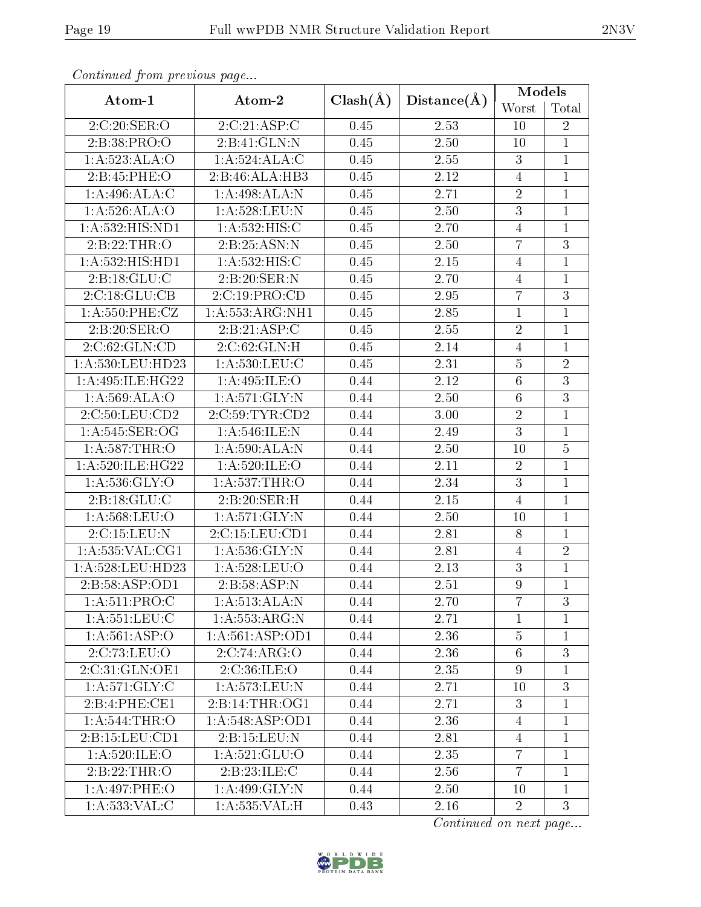*Continued from previous page...*

| Atom-1 | Atom-2 | Clash(Å) | Distance(Å) | Models | |
|---|---|---|---|---|---|
| | | | | Worst | Total |
| 2:C:20:SER:O | 2:C:21:ASP:C | 0.45 | 2.53 | 10 | 2 |
| 2:B:38:PRO:O | 2:B:41:GLN:N | 0.45 | 2.50 | 10 | 1 |
| 1:A:523:ALA:O | 1:A:524:ALA:C | 0.45 | 2.55 | 3 | 1 |
| 2:B:45:PHE:O | 2:B:46:ALA:HB3 | 0.45 | 2.12 | 4 | 1 |
| 1:A:496:ALA:C | 1:A:498:ALA:N | 0.45 | 2.71 | 2 | 1 |
| 1:A:526:ALA:O | 1:A:528:LEU:N | 0.45 | 2.50 | 3 | 1 |
| 1:A:532:HIS:ND1 | 1:A:532:HIS:C | 0.45 | 2.70 | 4 | 1 |
| 2:B:22:THR:O | 2:B:25:ASN:N | 0.45 | 2.50 | 7 | 3 |
| 1:A:532:HIS:HD1 | 1:A:532:HIS:C | 0.45 | 2.15 | 4 | 1 |
| 2:B:18:GLU:C | 2:B:20:SER:N | 0.45 | 2.70 | 4 | 1 |
| 2:C:18:GLU:CB | 2:C:19:PRO:CD | 0.45 | 2.95 | 7 | 3 |
| 1:A:550:PHE:CZ | 1:A:553:ARG:NH1 | 0.45 | 2.85 | 1 | 1 |
| 2:B:20:SER:O | 2:B:21:ASP:C | 0.45 | 2.55 | 2 | 1 |
| 2:C:62:GLN:CD | 2:C:62:GLN:H | 0.45 | 2.14 | 4 | 1 |
| 1:A:530:LEU:HD23 | 1:A:530:LEU:C | 0.45 | 2.31 | 5 | 2 |
| 1:A:495:ILE:HG22 | 1:A:495:ILE:O | 0.44 | 2.12 | 6 | 3 |
| 1:A:569:ALA:O | 1:A:571:GLY:N | 0.44 | 2.50 | 6 | 3 |
| 2:C:50:LEU:CD2 | 2:C:59:TYR:CD2 | 0.44 | 3.00 | 2 | 1 |
| 1:A:545:SER:OG | 1:A:546:ILE:N | 0.44 | 2.49 | 3 | 1 |
| 1:A:587:THR:O | 1:A:590:ALA:N | 0.44 | 2.50 | 10 | 5 |
| 1:A:520:ILE:HG22 | 1:A:520:ILE:O | 0.44 | 2.11 | 2 | 1 |
| 1:A:536:GLY:O | 1:A:537:THR:O | 0.44 | 2.34 | 3 | 1 |
| 2:B:18:GLU:C | 2:B:20:SER:H | 0.44 | 2.15 | 4 | 1 |
| 1:A:568:LEU:O | 1:A:571:GLY:N | 0.44 | 2.50 | 10 | 1 |
| 2:C:15:LEU:N | 2:C:15:LEU:CD1 | 0.44 | 2.81 | 8 | 1 |
| 1:A:535:VAL:CG1 | 1:A:536:GLY:N | 0.44 | 2.81 | 4 | 2 |
| 1:A:528:LEU:HD23 | 1:A:528:LEU:O | 0.44 | 2.13 | 3 | 1 |
| 2:B:58:ASP:OD1 | 2:B:58:ASP:N | 0.44 | 2.51 | 9 | 1 |
| 1:A:511:PRO:C | 1:A:513:ALA:N | 0.44 | 2.70 | 7 | 3 |
| 1:A:551:LEU:C | 1:A:553:ARG:N | 0.44 | 2.71 | 1 | 1 |
| 1:A:561:ASP:O | 1:A:561:ASP:OD1 | 0.44 | 2.36 | 5 | 1 |
| 2:C:73:LEU:O | 2:C:74:ARG:O | 0.44 | 2.36 | 6 | 3 |
| 2:C:31:GLN:OE1 | 2:C:36:ILE:O | 0.44 | 2.35 | 9 | 1 |
| 1:A:571:GLY:C | 1:A:573:LEU:N | 0.44 | 2.71 | 10 | 3 |
| 2:B:4:PHE:CE1 | 2:B:14:THR:OG1 | 0.44 | 2.71 | 3 | 1 |
| 1:A:544:THR:O | 1:A:548:ASP:OD1 | 0.44 | 2.36 | 4 | 1 |
| 2:B:15:LEU:CD1 | 2:B:15:LEU:N | 0.44 | 2.81 | 4 | 1 |
| 1:A:520:ILE:O | 1:A:521:GLU:O | 0.44 | 2.35 | 7 | 1 |
| 2:B:22:THR:O | 2:B:23:ILE:C | 0.44 | 2.56 | 7 | 1 |
| 1:A:497:PHE:O | 1:A:499:GLY:N | 0.44 | 2.50 | 10 | 1 |
| 1:A:533:VAL:C | 1:A:535:VAL:H | 0.43 | 2.16 | 2 | 3 |

*Continued on next page...*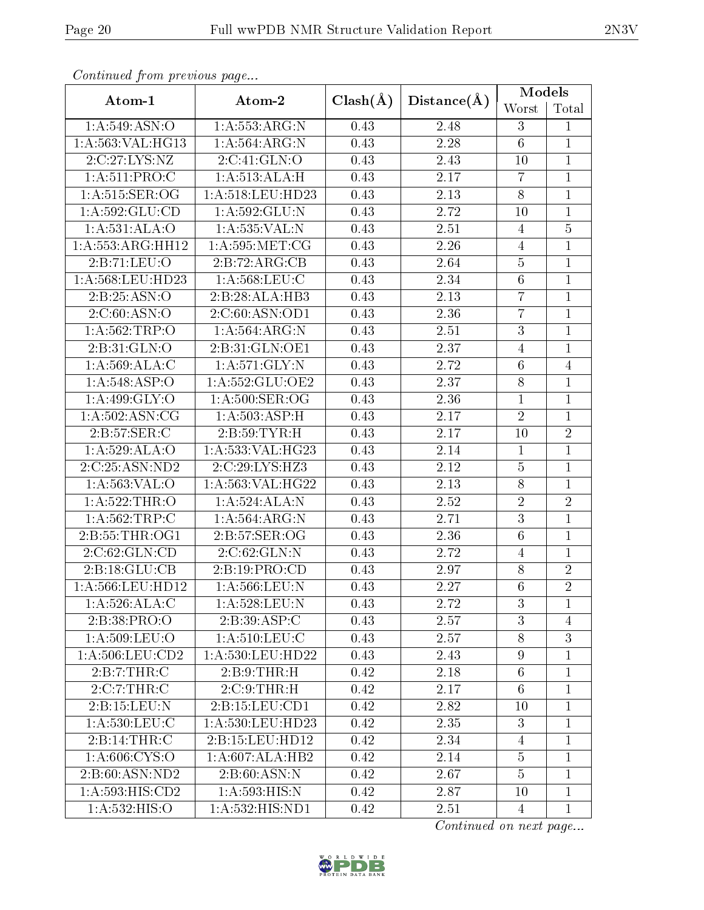*Continued from previous page...*

| Atom-1 | Atom-2 | Clash(Å) | Distance(Å) | Models | |
|---|---|---|---|---|---|
| | | | | Worst | Total |
| 1:A:549:ASN:O | 1:A:553:ARG:N | 0.43 | 2.48 | 3 | 1 |
| 1:A:563:VAL:HG13 | 1:A:564:ARG:N | 0.43 | 2.28 | 6 | 1 |
| 2:C:27:LYS:NZ | 2:C:41:GLN:O | 0.43 | 2.43 | 10 | 1 |
| 1:A:511:PRO:C | 1:A:513:ALA:H | 0.43 | 2.17 | 7 | 1 |
| 1:A:515:SER:OG | 1:A:518:LEU:HD23 | 0.43 | 2.13 | 8 | 1 |
| 1:A:592:GLU:CD | 1:A:592:GLU:N | 0.43 | 2.72 | 10 | 1 |
| 1:A:531:ALA:O | 1:A:535:VAL:N | 0.43 | 2.51 | 4 | 5 |
| 1:A:553:ARG:HH12 | 1:A:595:MET:CG | 0.43 | 2.26 | 4 | 1 |
| 2:B:71:LEU:O | 2:B:72:ARG:CB | 0.43 | 2.64 | 5 | 1 |
| 1:A:568:LEU:HD23 | 1:A:568:LEU:C | 0.43 | 2.34 | 6 | 1 |
| 2:B:25:ASN:O | 2:B:28:ALA:HB3 | 0.43 | 2.13 | 7 | 1 |
| 2:C:60:ASN:O | 2:C:60:ASN:OD1 | 0.43 | 2.36 | 7 | 1 |
| 1:A:562:TRP:O | 1:A:564:ARG:N | 0.43 | 2.51 | 3 | 1 |
| 2:B:31:GLN:O | 2:B:31:GLN:OE1 | 0.43 | 2.37 | 4 | 1 |
| 1:A:569:ALA:C | 1:A:571:GLY:N | 0.43 | 2.72 | 6 | 4 |
| 1:A:548:ASP:O | 1:A:552:GLU:OE2 | 0.43 | 2.37 | 8 | 1 |
| 1:A:499:GLY:O | 1:A:500:SER:OG | 0.43 | 2.36 | 1 | 1 |
| 1:A:502:ASN:CG | 1:A:503:ASP:H | 0.43 | 2.17 | 2 | 1 |
| 2:B:57:SER:C | 2:B:59:TYR:H | 0.43 | 2.17 | 10 | 2 |
| 1:A:529:ALA:O | 1:A:533:VAL:HG23 | 0.43 | 2.14 | 1 | 1 |
| 2:C:25:ASN:ND2 | 2:C:29:LYS:HZ3 | 0.43 | 2.12 | 5 | 1 |
| 1:A:563:VAL:O | 1:A:563:VAL:HG22 | 0.43 | 2.13 | 8 | 1 |
| 1:A:522:THR:O | 1:A:524:ALA:N | 0.43 | 2.52 | 2 | 2 |
| 1:A:562:TRP:C | 1:A:564:ARG:N | 0.43 | 2.71 | 3 | 1 |
| 2:B:55:THR:OG1 | 2:B:57:SER:OG | 0.43 | 2.36 | 6 | 1 |
| 2:C:62:GLN:CD | 2:C:62:GLN:N | 0.43 | 2.72 | 4 | 1 |
| 2:B:18:GLU:CB | 2:B:19:PRO:CD | 0.43 | 2.97 | 8 | 2 |
| 1:A:566:LEU:HD12 | 1:A:566:LEU:N | 0.43 | 2.27 | 6 | 2 |
| 1:A:526:ALA:C | 1:A:528:LEU:N | 0.43 | 2.72 | 3 | 1 |
| 2:B:38:PRO:O | 2:B:39:ASP:C | 0.43 | 2.57 | 3 | 4 |
| 1:A:509:LEU:O | 1:A:510:LEU:C | 0.43 | 2.57 | 8 | 3 |
| 1:A:506:LEU:CD2 | 1:A:530:LEU:HD22 | 0.43 | 2.43 | 9 | 1 |
| 2:B:7:THR:C | 2:B:9:THR:H | 0.42 | 2.18 | 6 | 1 |
| 2:C:7:THR:C | 2:C:9:THR:H | 0.42 | 2.17 | 6 | 1 |
| 2:B:15:LEU:N | 2:B:15:LEU:CD1 | 0.42 | 2.82 | 10 | 1 |
| 1:A:530:LEU:C | 1:A:530:LEU:HD23 | 0.42 | 2.35 | 3 | 1 |
| 2:B:14:THR:C | 2:B:15:LEU:HD12 | 0.42 | 2.34 | 4 | 1 |
| 1:A:606:CYS:O | 1:A:607:ALA:HB2 | 0.42 | 2.14 | 5 | 1 |
| 2:B:60:ASN:ND2 | 2:B:60:ASN:N | 0.42 | 2.67 | 5 | 1 |
| 1:A:593:HIS:CD2 | 1:A:593:HIS:N | 0.42 | 2.87 | 10 | 1 |
| 1:A:532:HIS:O | 1:A:532:HIS:ND1 | 0.42 | 2.51 | 4 | 1 |

*Continued on next page...*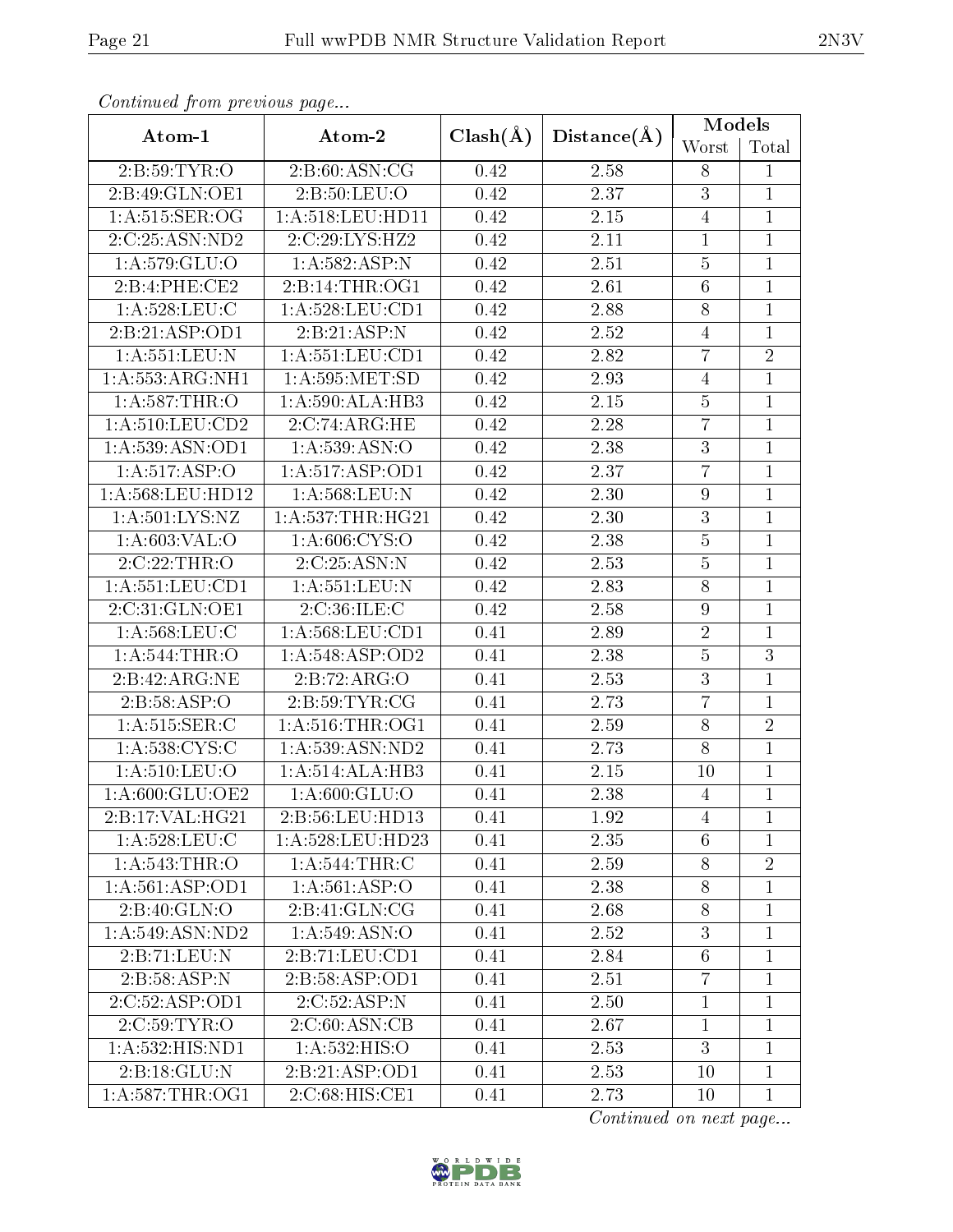*Continued from previous page...*

| Atom-1 | Atom-2 | Clash(Å) | Distance(Å) | Models | |
|---|---|---|---|---|---|
| | | | | Worst | Total |
| 2:B:59:TYR:O | 2:B:60:ASN:CG | 0.42 | 2.58 | 8 | 1 |
| 2:B:49:GLN:OE1 | 2:B:50:LEU:O | 0.42 | 2.37 | 3 | 1 |
| 1:A:515:SER:OG | 1:A:518:LEU:HD11 | 0.42 | 2.15 | 4 | 1 |
| 2:C:25:ASN:ND2 | 2:C:29:LYS:HZ2 | 0.42 | 2.11 | 1 | 1 |
| 1:A:579:GLU:O | 1:A:582:ASP:N | 0.42 | 2.51 | 5 | 1 |
| 2:B:4:PHE:CE2 | 2:B:14:THR:OG1 | 0.42 | 2.61 | 6 | 1 |
| 1:A:528:LEU:C | 1:A:528:LEU:CD1 | 0.42 | 2.88 | 8 | 1 |
| 2:B:21:ASP:OD1 | 2:B:21:ASP:N | 0.42 | 2.52 | 4 | 1 |
| 1:A:551:LEU:N | 1:A:551:LEU:CD1 | 0.42 | 2.82 | 7 | 2 |
| 1:A:553:ARG:NH1 | 1:A:595:MET:SD | 0.42 | 2.93 | 4 | 1 |
| 1:A:587:THR:O | 1:A:590:ALA:HB3 | 0.42 | 2.15 | 5 | 1 |
| 1:A:510:LEU:CD2 | 2:C:74:ARG:HE | 0.42 | 2.28 | 7 | 1 |
| 1:A:539:ASN:OD1 | 1:A:539:ASN:O | 0.42 | 2.38 | 3 | 1 |
| 1:A:517:ASP:O | 1:A:517:ASP:OD1 | 0.42 | 2.37 | 7 | 1 |
| 1:A:568:LEU:HD12 | 1:A:568:LEU:N | 0.42 | 2.30 | 9 | 1 |
| 1:A:501:LYS:NZ | 1:A:537:THR:HG21 | 0.42 | 2.30 | 3 | 1 |
| 1:A:603:VAL:O | 1:A:606:CYS:O | 0.42 | 2.38 | 5 | 1 |
| 2:C:22:THR:O | 2:C:25:ASN:N | 0.42 | 2.53 | 5 | 1 |
| 1:A:551:LEU:CD1 | 1:A:551:LEU:N | 0.42 | 2.83 | 8 | 1 |
| 2:C:31:GLN:OE1 | 2:C:36:ILE:C | 0.42 | 2.58 | 9 | 1 |
| 1:A:568:LEU:C | 1:A:568:LEU:CD1 | 0.41 | 2.89 | 2 | 1 |
| 1:A:544:THR:O | 1:A:548:ASP:OD2 | 0.41 | 2.38 | 5 | 3 |
| 2:B:42:ARG:NE | 2:B:72:ARG:O | 0.41 | 2.53 | 3 | 1 |
| 2:B:58:ASP:O | 2:B:59:TYR:CG | 0.41 | 2.73 | 7 | 1 |
| 1:A:515:SER:C | 1:A:516:THR:OG1 | 0.41 | 2.59 | 8 | 2 |
| 1:A:538:CYS:C | 1:A:539:ASN:ND2 | 0.41 | 2.73 | 8 | 1 |
| 1:A:510:LEU:O | 1:A:514:ALA:HB3 | 0.41 | 2.15 | 10 | 1 |
| 1:A:600:GLU:OE2 | 1:A:600:GLU:O | 0.41 | 2.38 | 4 | 1 |
| 2:B:17:VAL:HG21 | 2:B:56:LEU:HD13 | 0.41 | 1.92 | 4 | 1 |
| 1:A:528:LEU:C | 1:A:528:LEU:HD23 | 0.41 | 2.35 | 6 | 1 |
| 1:A:543:THR:O | 1:A:544:THR:C | 0.41 | 2.59 | 8 | 2 |
| 1:A:561:ASP:OD1 | 1:A:561:ASP:O | 0.41 | 2.38 | 8 | 1 |
| 2:B:40:GLN:O | 2:B:41:GLN:CG | 0.41 | 2.68 | 8 | 1 |
| 1:A:549:ASN:ND2 | 1:A:549:ASN:O | 0.41 | 2.52 | 3 | 1 |
| 2:B:71:LEU:N | 2:B:71:LEU:CD1 | 0.41 | 2.84 | 6 | 1 |
| 2:B:58:ASP:N | 2:B:58:ASP:OD1 | 0.41 | 2.51 | 7 | 1 |
| 2:C:52:ASP:OD1 | 2:C:52:ASP:N | 0.41 | 2.50 | 1 | 1 |
| 2:C:59:TYR:O | 2:C:60:ASN:CB | 0.41 | 2.67 | 1 | 1 |
| 1:A:532:HIS:ND1 | 1:A:532:HIS:O | 0.41 | 2.53 | 3 | 1 |
| 2:B:18:GLU:N | 2:B:21:ASP:OD1 | 0.41 | 2.53 | 10 | 1 |
| 1:A:587:THR:OG1 | 2:C:68:HIS:CE1 | 0.41 | 2.73 | 10 | 1 |

*Continued on next page...*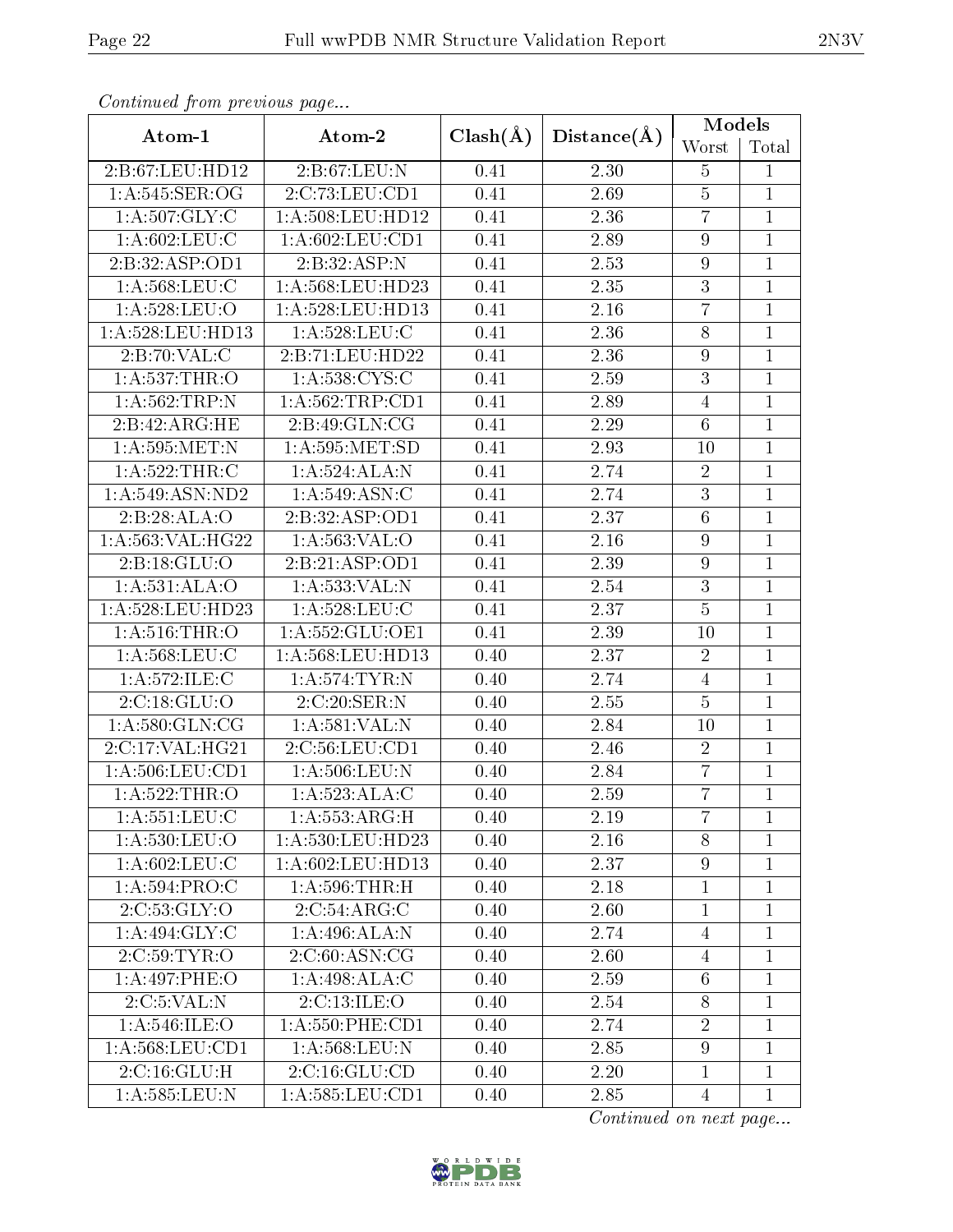*Continued from previous page...*

| Atom-1 | Atom-2 | Clash(Å) | Distance(Å) | Models | |
|---|---|---|---|---|---|
| | | | | Worst | Total |
| 2:B:67:LEU:HD12 | 2:B:67:LEU:N | 0.41 | 2.30 | 5 | 1 |
| 1:A:545:SER:OG | 2:C:73:LEU:CD1 | 0.41 | 2.69 | 5 | 1 |
| 1:A:507:GLY:C | 1:A:508:LEU:HD12 | 0.41 | 2.36 | 7 | 1 |
| 1:A:602:LEU:C | 1:A:602:LEU:CD1 | 0.41 | 2.89 | 9 | 1 |
| 2:B:32:ASP:OD1 | 2:B:32:ASP:N | 0.41 | 2.53 | 9 | 1 |
| 1:A:568:LEU:C | 1:A:568:LEU:HD23 | 0.41 | 2.35 | 3 | 1 |
| 1:A:528:LEU:O | 1:A:528:LEU:HD13 | 0.41 | 2.16 | 7 | 1 |
| 1:A:528:LEU:HD13 | 1:A:528:LEU:C | 0.41 | 2.36 | 8 | 1 |
| 2:B:70:VAL:C | 2:B:71:LEU:HD22 | 0.41 | 2.36 | 9 | 1 |
| 1:A:537:THR:O | 1:A:538:CYS:C | 0.41 | 2.59 | 3 | 1 |
| 1:A:562:TRP:N | 1:A:562:TRP:CD1 | 0.41 | 2.89 | 4 | 1 |
| 2:B:42:ARG:HE | 2:B:49:GLN:CG | 0.41 | 2.29 | 6 | 1 |
| 1:A:595:MET:N | 1:A:595:MET:SD | 0.41 | 2.93 | 10 | 1 |
| 1:A:522:THR:C | 1:A:524:ALA:N | 0.41 | 2.74 | 2 | 1 |
| 1:A:549:ASN:ND2 | 1:A:549:ASN:C | 0.41 | 2.74 | 3 | 1 |
| 2:B:28:ALA:O | 2:B:32:ASP:OD1 | 0.41 | 2.37 | 6 | 1 |
| 1:A:563:VAL:HG22 | 1:A:563:VAL:O | 0.41 | 2.16 | 9 | 1 |
| 2:B:18:GLU:O | 2:B:21:ASP:OD1 | 0.41 | 2.39 | 9 | 1 |
| 1:A:531:ALA:O | 1:A:533:VAL:N | 0.41 | 2.54 | 3 | 1 |
| 1:A:528:LEU:HD23 | 1:A:528:LEU:C | 0.41 | 2.37 | 5 | 1 |
| 1:A:516:THR:O | 1:A:552:GLU:OE1 | 0.41 | 2.39 | 10 | 1 |
| 1:A:568:LEU:C | 1:A:568:LEU:HD13 | 0.40 | 2.37 | 2 | 1 |
| 1:A:572:ILE:C | 1:A:574:TYR:N | 0.40 | 2.74 | 4 | 1 |
| 2:C:18:GLU:O | 2:C:20:SER:N | 0.40 | 2.55 | 5 | 1 |
| 1:A:580:GLN:CG | 1:A:581:VAL:N | 0.40 | 2.84 | 10 | 1 |
| 2:C:17:VAL:HG21 | 2:C:56:LEU:CD1 | 0.40 | 2.46 | 2 | 1 |
| 1:A:506:LEU:CD1 | 1:A:506:LEU:N | 0.40 | 2.84 | 7 | 1 |
| 1:A:522:THR:O | 1:A:523:ALA:C | 0.40 | 2.59 | 7 | 1 |
| 1:A:551:LEU:C | 1:A:553:ARG:H | 0.40 | 2.19 | 7 | 1 |
| 1:A:530:LEU:O | 1:A:530:LEU:HD23 | 0.40 | 2.16 | 8 | 1 |
| 1:A:602:LEU:C | 1:A:602:LEU:HD13 | 0.40 | 2.37 | 9 | 1 |
| 1:A:594:PRO:C | 1:A:596:THR:H | 0.40 | 2.18 | 1 | 1 |
| 2:C:53:GLY:O | 2:C:54:ARG:C | 0.40 | 2.60 | 1 | 1 |
| 1:A:494:GLY:C | 1:A:496:ALA:N | 0.40 | 2.74 | 4 | 1 |
| 2:C:59:TYR:O | 2:C:60:ASN:CG | 0.40 | 2.60 | 4 | 1 |
| 1:A:497:PHE:O | 1:A:498:ALA:C | 0.40 | 2.59 | 6 | 1 |
| 2:C:5:VAL:N | 2:C:13:ILE:O | 0.40 | 2.54 | 8 | 1 |
| 1:A:546:ILE:O | 1:A:550:PHE:CD1 | 0.40 | 2.74 | 2 | 1 |
| 1:A:568:LEU:CD1 | 1:A:568:LEU:N | 0.40 | 2.85 | 9 | 1 |
| 2:C:16:GLU:H | 2:C:16:GLU:CD | 0.40 | 2.20 | 1 | 1 |
| 1:A:585:LEU:N | 1:A:585:LEU:CD1 | 0.40 | 2.85 | 4 | 1 |

*Continued on next page...*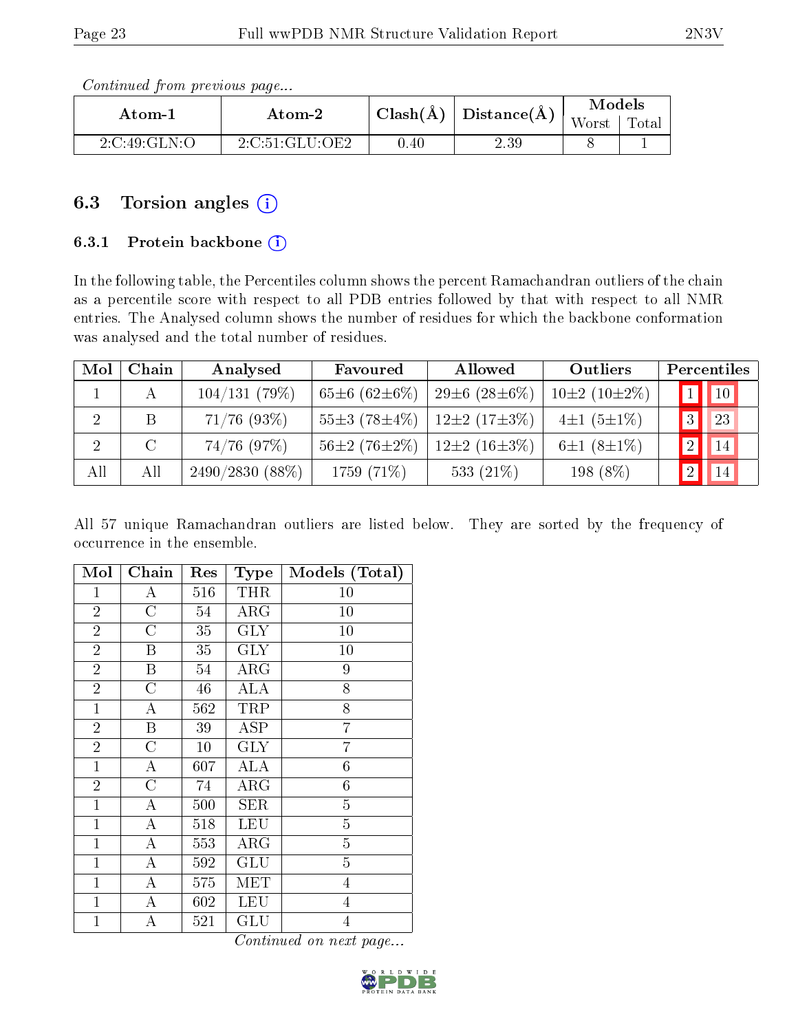*Continued from previous page...*

| Atom-1 | Atom-2 | Clash(Å) | Distance(Å) | Models | |
|---|---|---|---|---|---|
| | | | | Worst | Total |
| 2:C:49:GLN:O | 2:C:51:GLU:OE2 | 0.40 | 2.39 | 8 | 1 |

## 6.3 Torsion angles (i)

### 6.3.1 Protein backbone (i)

In the following table, the Percentiles column shows the percent Ramachandran outliers of the chain as a percentile score with respect to all PDB entries followed by that with respect to all NMR entries. The Analysed column shows the number of residues for which the backbone conformation was analysed and the total number of residues.

| Mol | Chain | Analysed | Favoured | Allowed | Outliers | Percentiles | |
|---|---|---|---|---|---|---|---|
| 1 | A | 104/131 (79%) | 65±6 (62±6%) | 29±6 (28±6%) | 10±2 (10±2%) | 1 | 10 |
| 2 | B | 71/76 (93%) | 55±3 (78±4%) | 12±2 (17±3%) | 4±1 (5±1%) | 3 | 23 |
| 2 | C | 74/76 (97%) | 56±2 (76±2%) | 12±2 (16±3%) | 6±1 (8±1%) | 2 | 14 |
| All | All | 2490/2830 (88%) | 1759 (71%) | 533 (21%) | 198 (8%) | 2 | 14 |

All 57 unique Ramachandran outliers are listed below. They are sorted by the frequency of occurrence in the ensemble.

| Mol | Chain | Res | Type | Models (Total) |
|---|---|---|---|---|
| 1 | A | 516 | THR | 10 |
| 2 | C | 54 | ARG | 10 |
| 2 | C | 35 | GLY | 10 |
| 2 | B | 35 | GLY | 10 |
| 2 | B | 54 | ARG | 9 |
| 2 | C | 46 | ALA | 8 |
| 1 | A | 562 | TRP | 8 |
| 2 | B | 39 | ASP | 7 |
| 2 | C | 10 | GLY | 7 |
| 1 | A | 607 | ALA | 6 |
| 2 | C | 74 | ARG | 6 |
| 1 | A | 500 | SER | 5 |
| 1 | A | 518 | LEU | 5 |
| 1 | A | 553 | ARG | 5 |
| 1 | A | 592 | GLU | 5 |
| 1 | A | 575 | MET | 4 |
| 1 | A | 602 | LEU | 4 |
| 1 | A | 521 | GLU | 4 |

*Continued on next page...*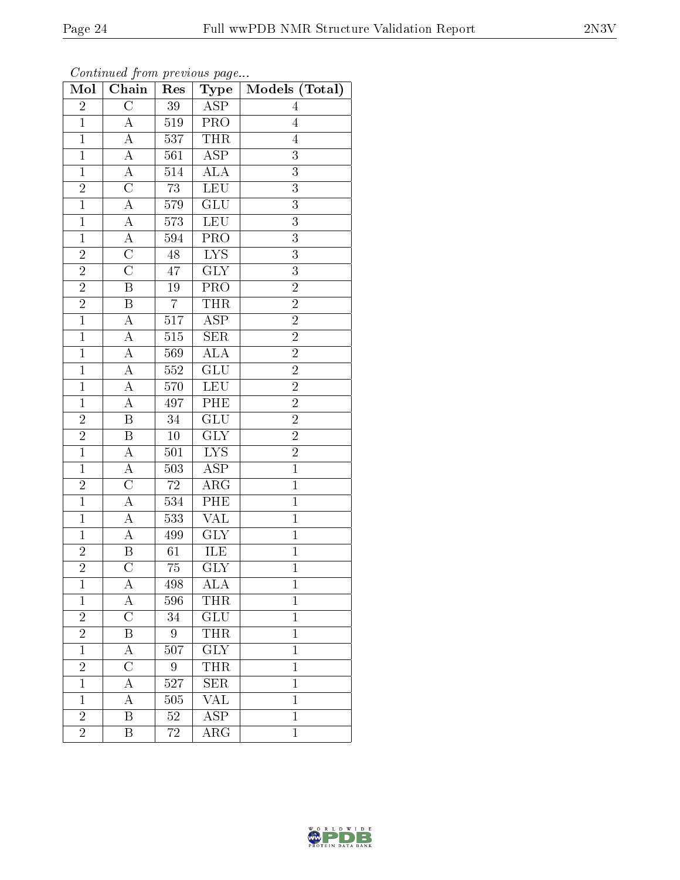*Continued from previous page...*

| Mol | Chain | Res | Type | Models (Total) |
|---|---|---|---|---|
| 2 | C | 39 | ASP | 4 |
| 1 | A | 519 | PRO | 4 |
| 1 | A | 537 | THR | 4 |
| 1 | A | 561 | ASP | 3 |
| 1 | A | 514 | ALA | 3 |
| 2 | C | 73 | LEU | 3 |
| 1 | A | 579 | GLU | 3 |
| 1 | A | 573 | LEU | 3 |
| 1 | A | 594 | PRO | 3 |
| 2 | C | 48 | LYS | 3 |
| 2 | C | 47 | GLY | 3 |
| 2 | B | 19 | PRO | 2 |
| 2 | B | 7 | THR | 2 |
| 1 | A | 517 | ASP | 2 |
| 1 | A | 515 | SER | 2 |
| 1 | A | 569 | ALA | 2 |
| 1 | A | 552 | GLU | 2 |
| 1 | A | 570 | LEU | 2 |
| 1 | A | 497 | PHE | 2 |
| 2 | B | 34 | GLU | 2 |
| 2 | B | 10 | GLY | 2 |
| 1 | A | 501 | LYS | 2 |
| 1 | A | 503 | ASP | 1 |
| 2 | C | 72 | ARG | 1 |
| 1 | A | 534 | PHE | 1 |
| 1 | A | 533 | VAL | 1 |
| 1 | A | 499 | GLY | 1 |
| 2 | B | 61 | ILE | 1 |
| 2 | C | 75 | GLY | 1 |
| 1 | A | 498 | ALA | 1 |
| 1 | A | 596 | THR | 1 |
| 2 | C | 34 | GLU | 1 |
| 2 | B | 9 | THR | 1 |
| 1 | A | 507 | GLY | 1 |
| 2 | C | 9 | THR | 1 |
| 1 | A | 527 | SER | 1 |
| 1 | A | 505 | VAL | 1 |
| 2 | B | 52 | ASP | 1 |
| 2 | B | 72 | ARG | 1 |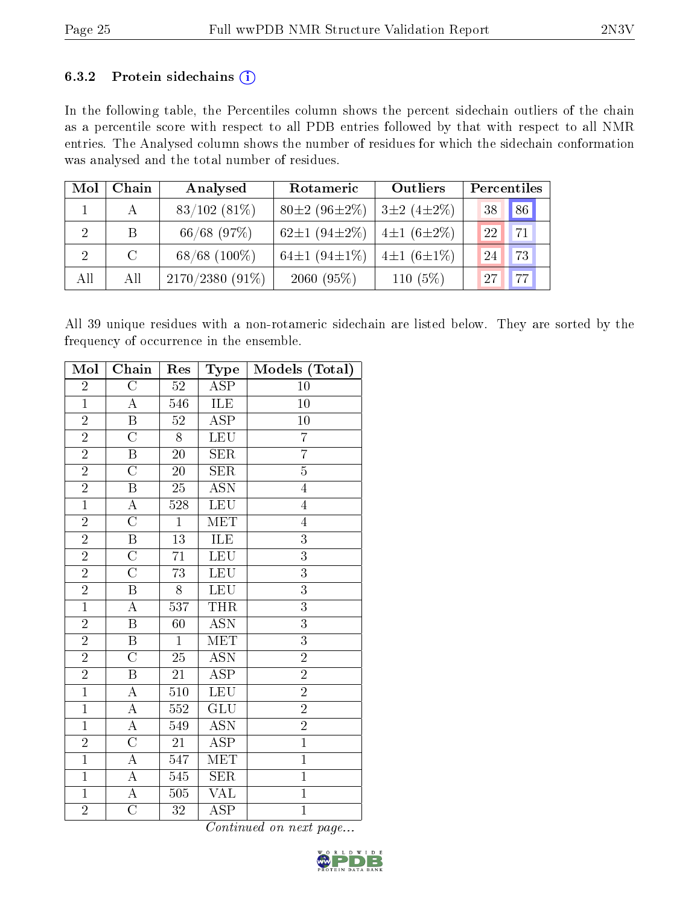### 6.3.2 Protein sidechains (i)

In the following table, the Percentiles column shows the percent sidechain outliers of the chain as a percentile score with respect to all PDB entries followed by that with respect to all NMR entries. The Analysed column shows the number of residues for which the sidechain conformation was analysed and the total number of residues.

| Mol | Chain | Analysed | Rotameric | Outliers | Percentiles | |
|---|---|---|---|---|---|---|
| 1 | A | 83/102 (81%) | 80±2 (96±2%) | 3±2 (4±2%) | 38 | 86 |
| 2 | B | 66/68 (97%) | 62±1 (94±2%) | 4±1 (6±2%) | 22 | 71 |
| 2 | C | 68/68 (100%) | 64±1 (94±1%) | 4±1 (6±1%) | 24 | 73 |
| All | All | 2170/2380 (91%) | 2060 (95%) | 110 (5%) | 27 | 77 |

All 39 unique residues with a non-rotameric sidechain are listed below. They are sorted by the frequency of occurrence in the ensemble.

| Mol | Chain | Res | Type | Models (Total) |
|---|---|---|---|---|
| 2 | C | 52 | ASP | 10 |
| 1 | A | 546 | ILE | 10 |
| 2 | B | 52 | ASP | 10 |
| 2 | C | 8 | LEU | 7 |
| 2 | B | 20 | SER | 7 |
| 2 | C | 20 | SER | 5 |
| 2 | B | 25 | ASN | 4 |
| 1 | A | 528 | LEU | 4 |
| 2 | C | 1 | MET | 4 |
| 2 | B | 13 | ILE | 3 |
| 2 | C | 71 | LEU | 3 |
| 2 | C | 73 | LEU | 3 |
| 2 | B | 8 | LEU | 3 |
| 1 | A | 537 | THR | 3 |
| 2 | B | 60 | ASN | 3 |
| 2 | B | 1 | MET | 3 |
| 2 | C | 25 | ASN | 2 |
| 2 | B | 21 | ASP | 2 |
| 1 | A | 510 | LEU | 2 |
| 1 | A | 552 | GLU | 2 |
| 1 | A | 549 | ASN | 2 |
| 2 | C | 21 | ASP | 1 |
| 1 | A | 547 | MET | 1 |
| 1 | A | 545 | SER | 1 |
| 1 | A | 505 | VAL | 1 |
| 2 | C | 32 | ASP | 1 |

*Continued on next page...*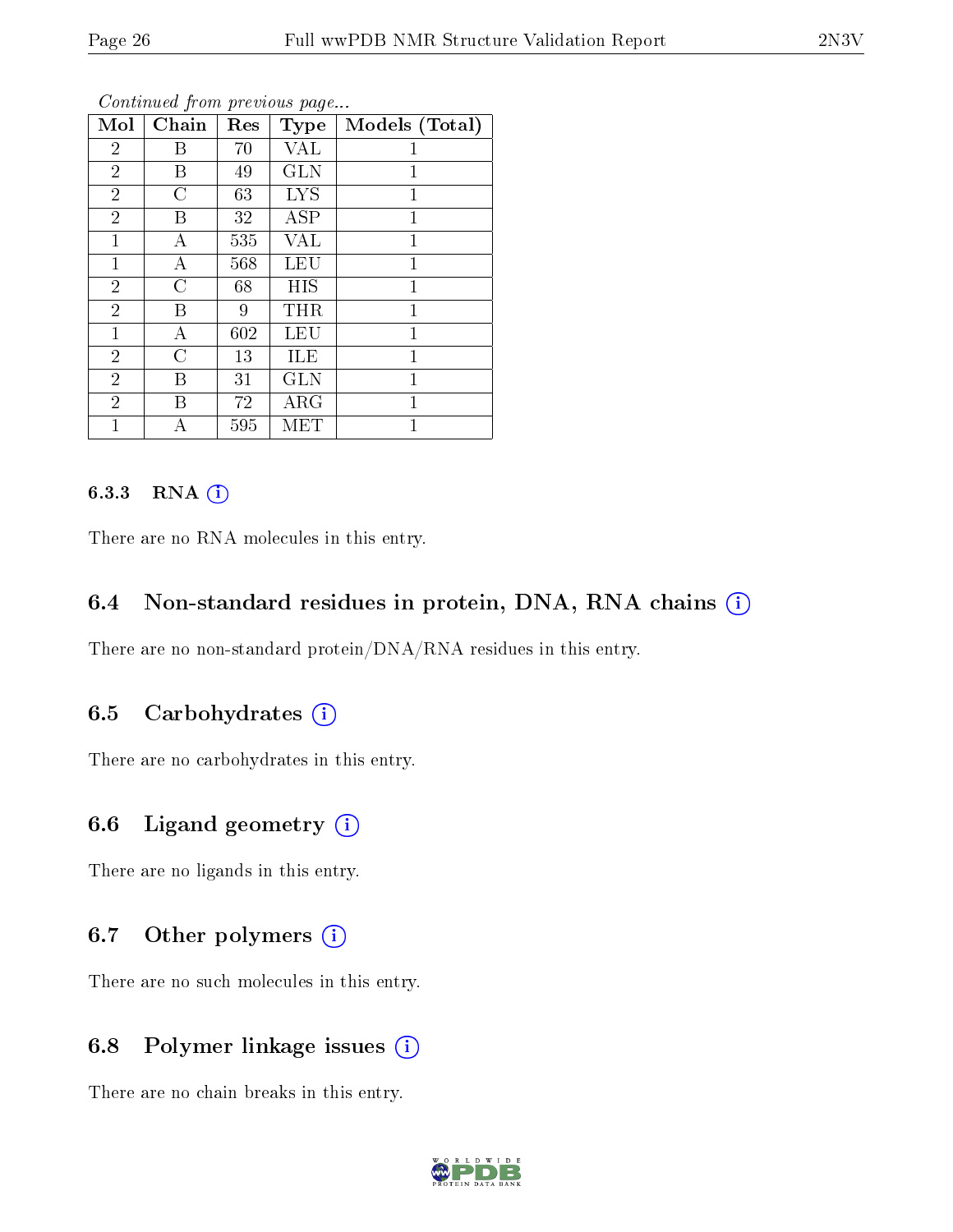*Continued from previous page...*

| Mol | Chain | Res | Type | Models (Total) |
|---|---|---|---|---|
| 2 | B | 70 | VAL | 1 |
| 2 | B | 49 | GLN | 1 |
| 2 | C | 63 | LYS | 1 |
| 2 | B | 32 | ASP | 1 |
| 1 | A | 535 | VAL | 1 |
| 1 | A | 568 | LEU | 1 |
| 2 | C | 68 | HIS | 1 |
| 2 | B | 9 | THR | 1 |
| 1 | A | 602 | LEU | 1 |
| 2 | C | 13 | ILE | 1 |
| 2 | B | 31 | GLN | 1 |
| 2 | B | 72 | ARG | 1 |
| 1 | A | 595 | MET | 1 |

#### 6.3.3 RNA

There are no RNA molecules in this entry.

### 6.4 Non-standard residues in protein, DNA, RNA chains

There are no non-standard protein/DNA/RNA residues in this entry.

### 6.5 Carbohydrates

There are no carbohydrates in this entry.

### 6.6 Ligand geometry

There are no ligands in this entry.

### 6.7 Other polymers

There are no such molecules in this entry.

### 6.8 Polymer linkage issues

There are no chain breaks in this entry.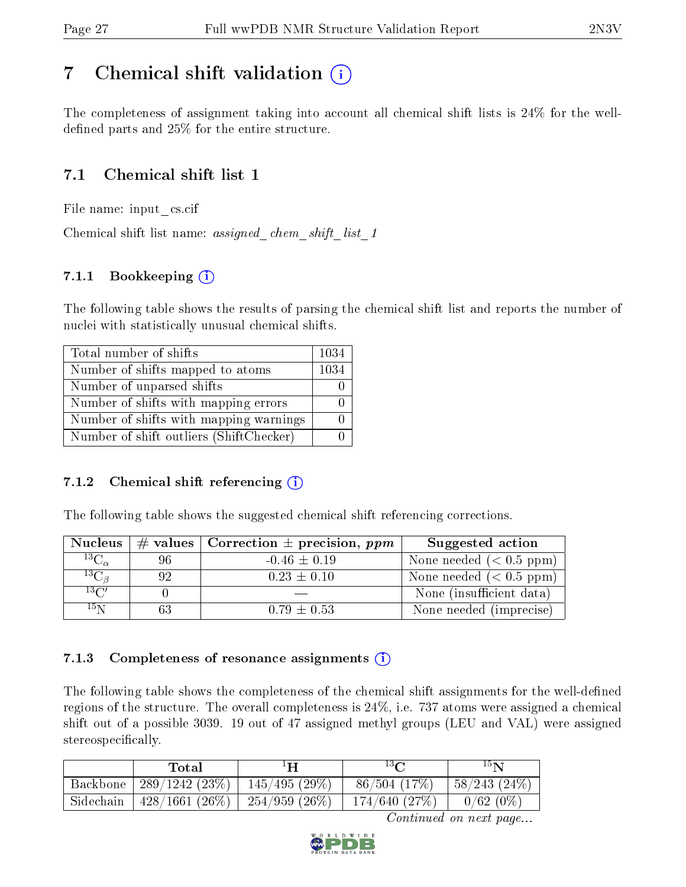# 7 Chemical shift validation

The completeness of assignment taking into account all chemical shift lists is 24% for the well-defined parts and 25% for the entire structure.

## 7.1 Chemical shift list 1

File name: input_cs.cif

Chemical shift list name: *assigned_chem_shift_list_1*

### 7.1.1 Bookkeeping

The following table shows the results of parsing the chemical shift list and reports the number of nuclei with statistically unusual chemical shifts.

| Total number of shifts | 1034 |
|---|---|
| Number of shifts mapped to atoms | 1034 |
| Number of unparsed shifts | 0 |
| Number of shifts with mapping errors | 0 |
| Number of shifts with mapping warnings | 0 |
| Number of shift outliers (ShiftChecker) | 0 |

### 7.1.2 Chemical shift referencing

The following table shows the suggested chemical shift referencing corrections.

| Nucleus | # values | Correction ± precision, *ppm* | Suggested action |
|---|---|---|---|
| $^{13}C_{\alpha}$ | 96 | -0.46 ± 0.19 | None needed (< 0.5 ppm) |
| $^{13}C_{\beta}$ | 92 | 0.23 ± 0.10 | None needed (< 0.5 ppm) |
| $^{13}C'$ | 0 | — | None (insufficient data) |
| $^{15}N$ | 63 | 0.79 ± 0.53 | None needed (imprecise) |

### 7.1.3 Completeness of resonance assignments

The following table shows the completeness of the chemical shift assignments for the well-defined regions of the structure. The overall completeness is 24%, i.e. 737 atoms were assigned a chemical shift out of a possible 3039. 19 out of 47 assigned methyl groups (LEU and VAL) were assigned stereospecifically.

| | Total | $^{1}H$ | $^{13}C$ | $^{15}N$ |
|---|---|---|---|---|
| Backbone | 289/1242 (23%) | 145/495 (29%) | 86/504 (17%) | 58/243 (24%) |
| Sidechain | 428/1661 (26%) | 254/959 (26%) | 174/640 (27%) | 0/62 (0%) |

*Continued on next page...*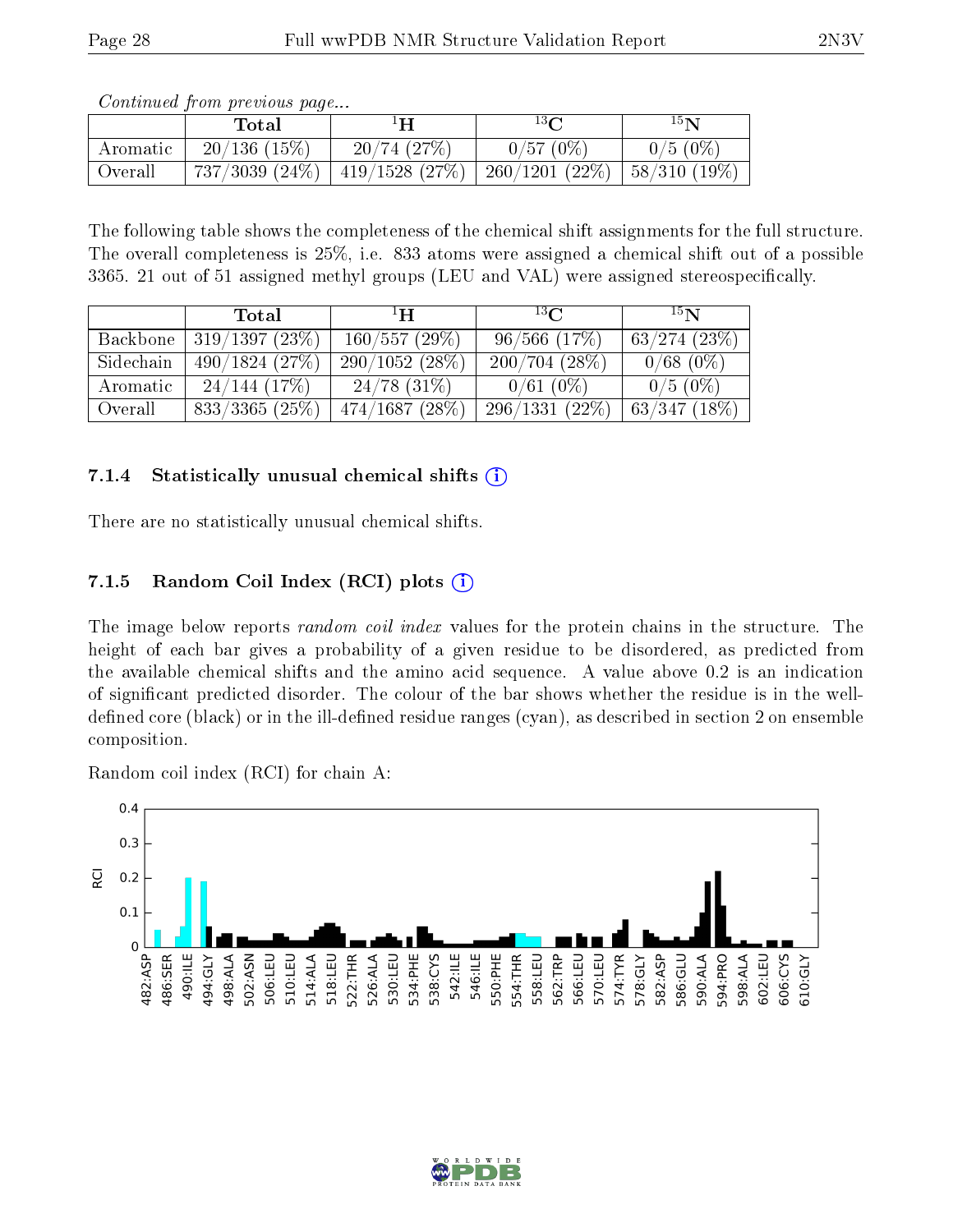*Continued from previous page...*

| | Total | $^{1}H$ | $^{13}C$ | $^{15}N$ |
|---|---|---|---|---|
| Aromatic | 20/136 (15%) | 20/74 (27%) | 0/57 (0%) | 0/5 (0%) |
| Overall | 737/3039 (24%) | 419/1528 (27%) | 260/1201 (22%) | 58/310 (19%) |

The following table shows the completeness of the chemical shift assignments for the full structure. The overall completeness is 25%, i.e. 833 atoms were assigned a chemical shift out of a possible 3365. 21 out of 51 assigned methyl groups (LEU and VAL) were assigned stereospecifically.

| | Total | $^{1}H$ | $^{13}C$ | $^{15}N$ |
|---|---|---|---|---|
| Backbone | 319/1397 (23%) | 160/557 (29%) | 96/566 (17%) | 63/274 (23%) |
| Sidechain | 490/1824 (27%) | 290/1052 (28%) | 200/704 (28%) | 0/68 (0%) |
| Aromatic | 24/144 (17%) | 24/78 (31%) | 0/61 (0%) | 0/5 (0%) |
| Overall | 833/3365 (25%) | 474/1687 (28%) | 296/1331 (22%) | 63/347 (18%) |

### 7.1.4 Statistically unusual chemical shifts (i)

There are no statistically unusual chemical shifts.

### 7.1.5 Random Coil Index (RCI) plots (i)

The image below reports *random coil index* values for the protein chains in the structure. The height of each bar gives a probability of a given residue to be disordered, as predicted from the available chemical shifts and the amino acid sequence. A value above 0.2 is an indication of significant predicted disorder. The colour of the bar shows whether the residue is in the well-defined core (black) or in the ill-defined residue ranges (cyan), as described in section 2 on ensemble composition.

Random coil index (RCI) for chain A:

RCI
0.4
0.3
0.2
0.1
0
482:ASP 486:SER 490:ILE 494:GLY 498:ALA 502:ASN 506:LEU 510:LEU 514:ALA 518:LEU 522:THR 526:ALA 530:LEU 534:PHE 538:CYS 542:ILE 546:ILE 550:PHE 554:THR 558:LEU 562:TRP 566:LEU 570:LEU 574:TYR 578:GLY 582:ASP 586:GLU 590:ALA 594:PRO 598:ALA 602:LEU 606:CYS 610:GLY